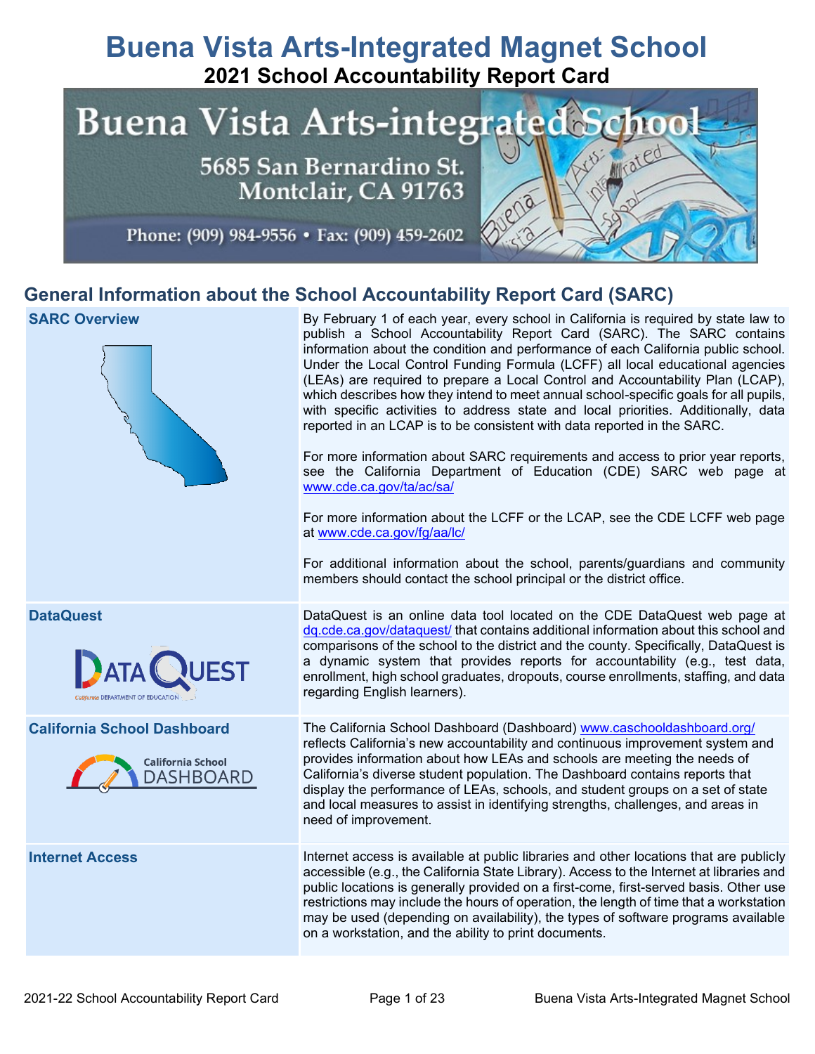# Buena Vista Arts-Integrated Magnet School

## 2021 School Accountability Report Card

Buena Vista Arts-integrated School

5685 San Bernardino St.
Montclair, CA 91763

Phone: (909) 984-9556 • Fax: (909) 459-2602

## General Information about the School Accountability Report Card (SARC)

| | |
|---|---|
| **SARC Overview** | By February 1 of each year, every school in California is required by state law to publish a School Accountability Report Card (SARC). The SARC contains information about the condition and performance of each California public school. Under the Local Control Funding Formula (LCFF) all local educational agencies (LEAs) are required to prepare a Local Control and Accountability Plan (LCAP), which describes how they intend to meet annual school-specific goals for all pupils, with specific activities to address state and local priorities. Additionally, data reported in an LCAP is to be consistent with data reported in the SARC.<br><br>For more information about SARC requirements and access to prior year reports, see the California Department of Education (CDE) SARC web page at www.cde.ca.gov/ta/ac/sa/<br><br>For more information about the LCFF or the LCAP, see the CDE LCFF web page at www.cde.ca.gov/fg/aa/lc/<br><br>For additional information about the school, parents/guardians and community members should contact the school principal or the district office. |
| **DataQuest** | DataQuest is an online data tool located on the CDE DataQuest web page at dq.cde.ca.gov/dataquest/ that contains additional information about this school and comparisons of the school to the district and the county. Specifically, DataQuest is a dynamic system that provides reports for accountability (e.g., test data, enrollment, high school graduates, dropouts, course enrollments, staffing, and data regarding English learners). |
| **California School Dashboard** | The California School Dashboard (Dashboard) www.caschooldashboard.org/ reflects California's new accountability and continuous improvement system and provides information about how LEAs and schools are meeting the needs of California's diverse student population. The Dashboard contains reports that display the performance of LEAs, schools, and student groups on a set of state and local measures to assist in identifying strengths, challenges, and areas in need of improvement. |
| **Internet Access** | Internet access is available at public libraries and other locations that are publicly accessible (e.g., the California State Library). Access to the Internet at libraries and public locations is generally provided on a first-come, first-served basis. Other use restrictions may include the hours of operation, the length of time that a workstation may be used (depending on availability), the types of software programs available on a workstation, and the ability to print documents. |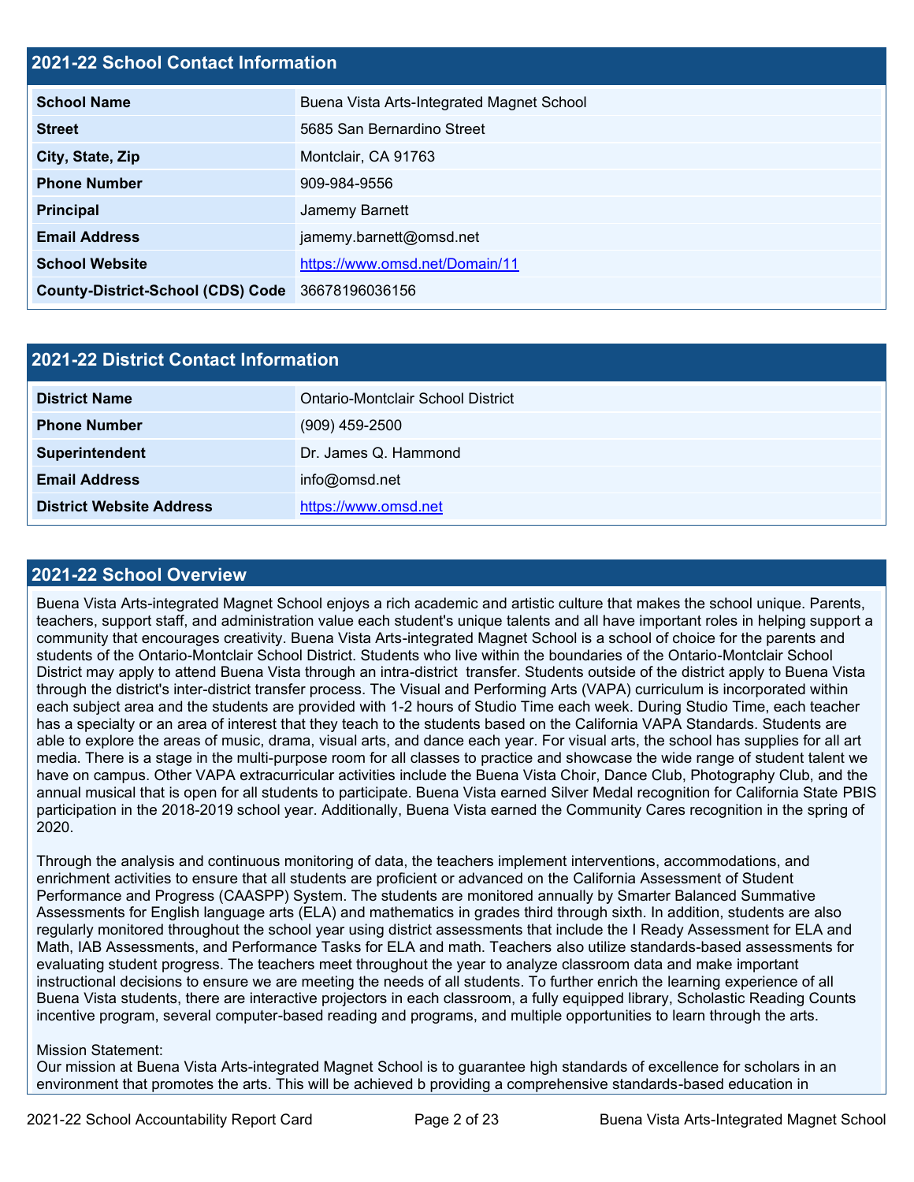## 2021-22 School Contact Information

| 2021-22 School Contact Information | |
|---|---|
| **School Name** | Buena Vista Arts-Integrated Magnet School |
| **Street** | 5685 San Bernardino Street |
| **City, State, Zip** | Montclair, CA 91763 |
| **Phone Number** | 909-984-9556 |
| **Principal** | Jamemy Barnett |
| **Email Address** | jamemy.barnett@omsd.net |
| **School Website** | https://www.omsd.net/Domain/11 |
| **County-District-School (CDS) Code** | 36678196036156 |

## 2021-22 District Contact Information

| 2021-22 District Contact Information | |
|---|---|
| **District Name** | Ontario-Montclair School District |
| **Phone Number** | (909) 459-2500 |
| **Superintendent** | Dr. James Q. Hammond |
| **Email Address** | info@omsd.net |
| **District Website Address** | https://www.omsd.net |

## 2021-22 School Overview

Buena Vista Arts-integrated Magnet School enjoys a rich academic and artistic culture that makes the school unique. Parents, teachers, support staff, and administration value each student's unique talents and all have important roles in helping support a community that encourages creativity. Buena Vista Arts-integrated Magnet School is a school of choice for the parents and students of the Ontario-Montclair School District. Students who live within the boundaries of the Ontario-Montclair School District may apply to attend Buena Vista through an intra-district transfer. Students outside of the district apply to Buena Vista through the district's inter-district transfer process. The Visual and Performing Arts (VAPA) curriculum is incorporated within each subject area and the students are provided with 1-2 hours of Studio Time each week. During Studio Time, each teacher has a specialty or an area of interest that they teach to the students based on the California VAPA Standards. Students are able to explore the areas of music, drama, visual arts, and dance each year. For visual arts, the school has supplies for all art media. There is a stage in the multi-purpose room for all classes to practice and showcase the wide range of student talent we have on campus. Other VAPA extracurricular activities include the Buena Vista Choir, Dance Club, Photography Club, and the annual musical that is open for all students to participate. Buena Vista earned Silver Medal recognition for California State PBIS participation in the 2018-2019 school year. Additionally, Buena Vista earned the Community Cares recognition in the spring of 2020.

Through the analysis and continuous monitoring of data, the teachers implement interventions, accommodations, and enrichment activities to ensure that all students are proficient or advanced on the California Assessment of Student Performance and Progress (CAASPP) System. The students are monitored annually by Smarter Balanced Summative Assessments for English language arts (ELA) and mathematics in grades third through sixth. In addition, students are also regularly monitored throughout the school year using district assessments that include the I Ready Assessment for ELA and Math, IAB Assessments, and Performance Tasks for ELA and math. Teachers also utilize standards-based assessments for evaluating student progress. The teachers meet throughout the year to analyze classroom data and make important instructional decisions to ensure we are meeting the needs of all students. To further enrich the learning experience of all Buena Vista students, there are interactive projectors in each classroom, a fully equipped library, Scholastic Reading Counts incentive program, several computer-based reading and programs, and multiple opportunities to learn through the arts.

Mission Statement:
Our mission at Buena Vista Arts-integrated Magnet School is to guarantee high standards of excellence for scholars in an environment that promotes the arts. This will be achieved b providing a comprehensive standards-based education in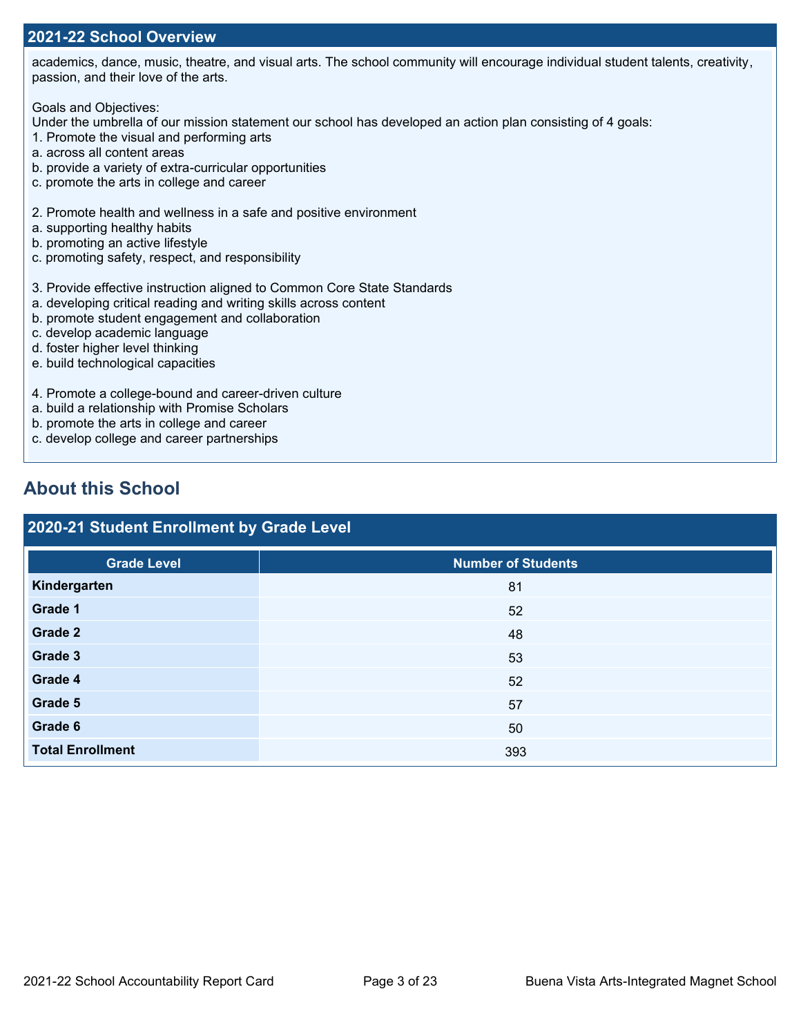## 2021-22 School Overview

academics, dance, music, theatre, and visual arts. The school community will encourage individual student talents, creativity, passion, and their love of the arts.

Goals and Objectives:
Under the umbrella of our mission statement our school has developed an action plan consisting of 4 goals:
1. Promote the visual and performing arts
a. across all content areas
b. provide a variety of extra-curricular opportunities
c. promote the arts in college and career

2. Promote health and wellness in a safe and positive environment
a. supporting healthy habits
b. promoting an active lifestyle
c. promoting safety, respect, and responsibility

3. Provide effective instruction aligned to Common Core State Standards
a. developing critical reading and writing skills across content
b. promote student engagement and collaboration
c. develop academic language
d. foster higher level thinking
e. build technological capacities

4. Promote a college-bound and career-driven culture
a. build a relationship with Promise Scholars
b. promote the arts in college and career
c. develop college and career partnerships

# About this School

## 2020-21 Student Enrollment by Grade Level

| Grade Level | Number of Students |
|---|---|
| **Kindergarten** | 81 |
| **Grade 1** | 52 |
| **Grade 2** | 48 |
| **Grade 3** | 53 |
| **Grade 4** | 52 |
| **Grade 5** | 57 |
| **Grade 6** | 50 |
| **Total Enrollment** | 393 |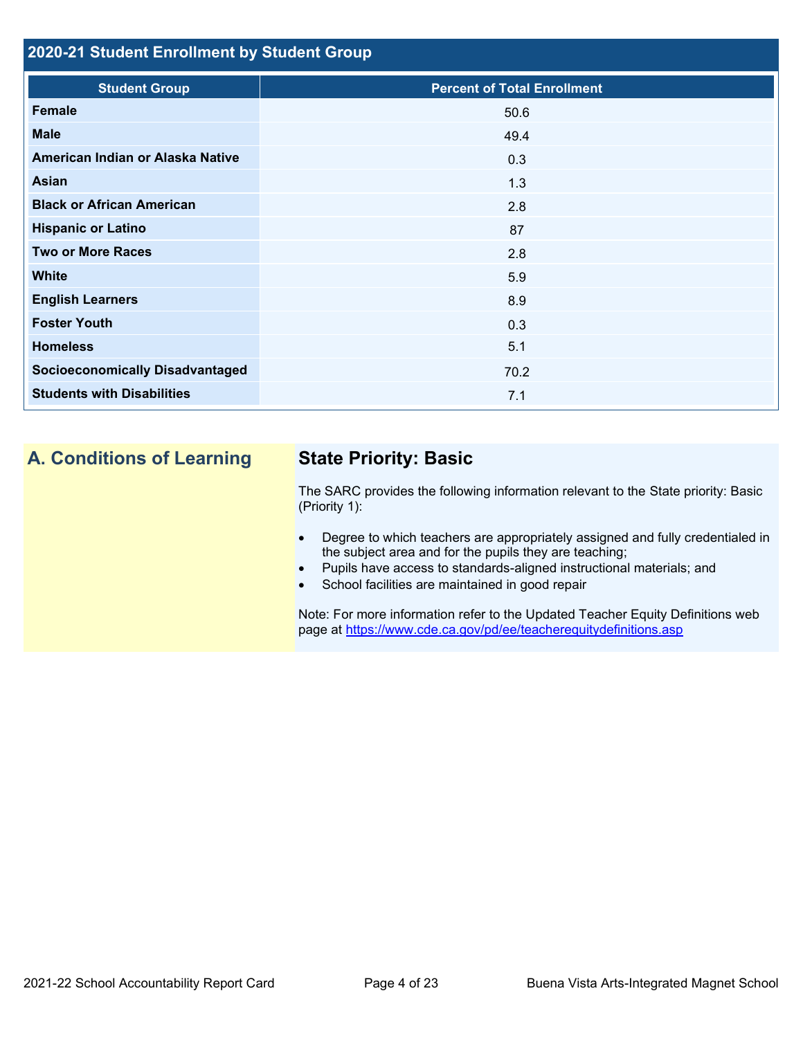## 2020-21 Student Enrollment by Student Group

| Student Group | Percent of Total Enrollment |
|---|---|
| **Female** | 50.6 |
| **Male** | 49.4 |
| **American Indian or Alaska Native** | 0.3 |
| **Asian** | 1.3 |
| **Black or African American** | 2.8 |
| **Hispanic or Latino** | 87 |
| **Two or More Races** | 2.8 |
| **White** | 5.9 |
| **English Learners** | 8.9 |
| **Foster Youth** | 0.3 |
| **Homeless** | 5.1 |
| **Socioeconomically Disadvantaged** | 70.2 |
| **Students with Disabilities** | 7.1 |

## A. Conditions of Learning

### State Priority: Basic

The SARC provides the following information relevant to the State priority: Basic (Priority 1):

- Degree to which teachers are appropriately assigned and fully credentialed in the subject area and for the pupils they are teaching;
- Pupils have access to standards-aligned instructional materials; and
- School facilities are maintained in good repair

Note: For more information refer to the Updated Teacher Equity Definitions web page at https://www.cde.ca.gov/pd/ee/teacherequitydefinitions.asp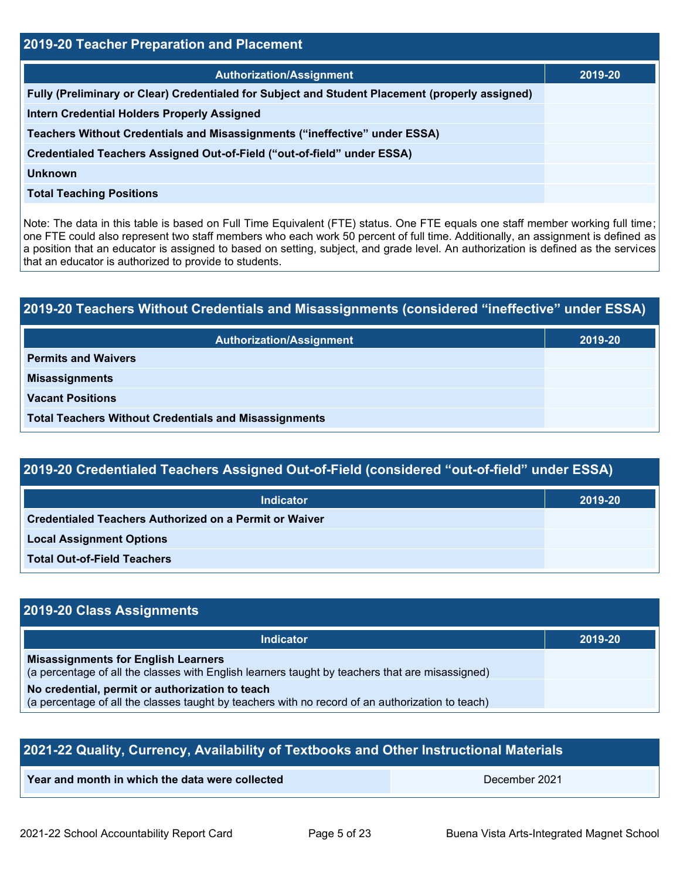## 2019-20 Teacher Preparation and Placement

| Authorization/Assignment | 2019-20 |
| --- | --- |
| Fully (Preliminary or Clear) Credentialed for Subject and Student Placement (properly assigned) | |
| Intern Credential Holders Properly Assigned | |
| Teachers Without Credentials and Misassignments (“ineffective” under ESSA) | |
| Credentialed Teachers Assigned Out-of-Field (“out-of-field” under ESSA) | |
| Unknown | |
| Total Teaching Positions | |

Note: The data in this table is based on Full Time Equivalent (FTE) status. One FTE equals one staff member working full time; one FTE could also represent two staff members who each work 50 percent of full time. Additionally, an assignment is defined as a position that an educator is assigned to based on setting, subject, and grade level. An authorization is defined as the services that an educator is authorized to provide to students.

## 2019-20 Teachers Without Credentials and Misassignments (considered “ineffective” under ESSA)

| Authorization/Assignment | 2019-20 |
| --- | --- |
| Permits and Waivers | |
| Misassignments | |
| Vacant Positions | |
| Total Teachers Without Credentials and Misassignments | |

## 2019-20 Credentialed Teachers Assigned Out-of-Field (considered “out-of-field” under ESSA)

| Indicator | 2019-20 |
| --- | --- |
| Credentialed Teachers Authorized on a Permit or Waiver | |
| Local Assignment Options | |
| Total Out-of-Field Teachers | |

## 2019-20 Class Assignments

| Indicator | 2019-20 |
| --- | --- |
| **Misassignments for English Learners** (a percentage of all the classes with English learners taught by teachers that are misassigned) | |
| **No credential, permit or authorization to teach** (a percentage of all the classes taught by teachers with no record of an authorization to teach) | |

## 2021-22 Quality, Currency, Availability of Textbooks and Other Instructional Materials

| Year and month in which the data were collected | December 2021 |
| --- | --- |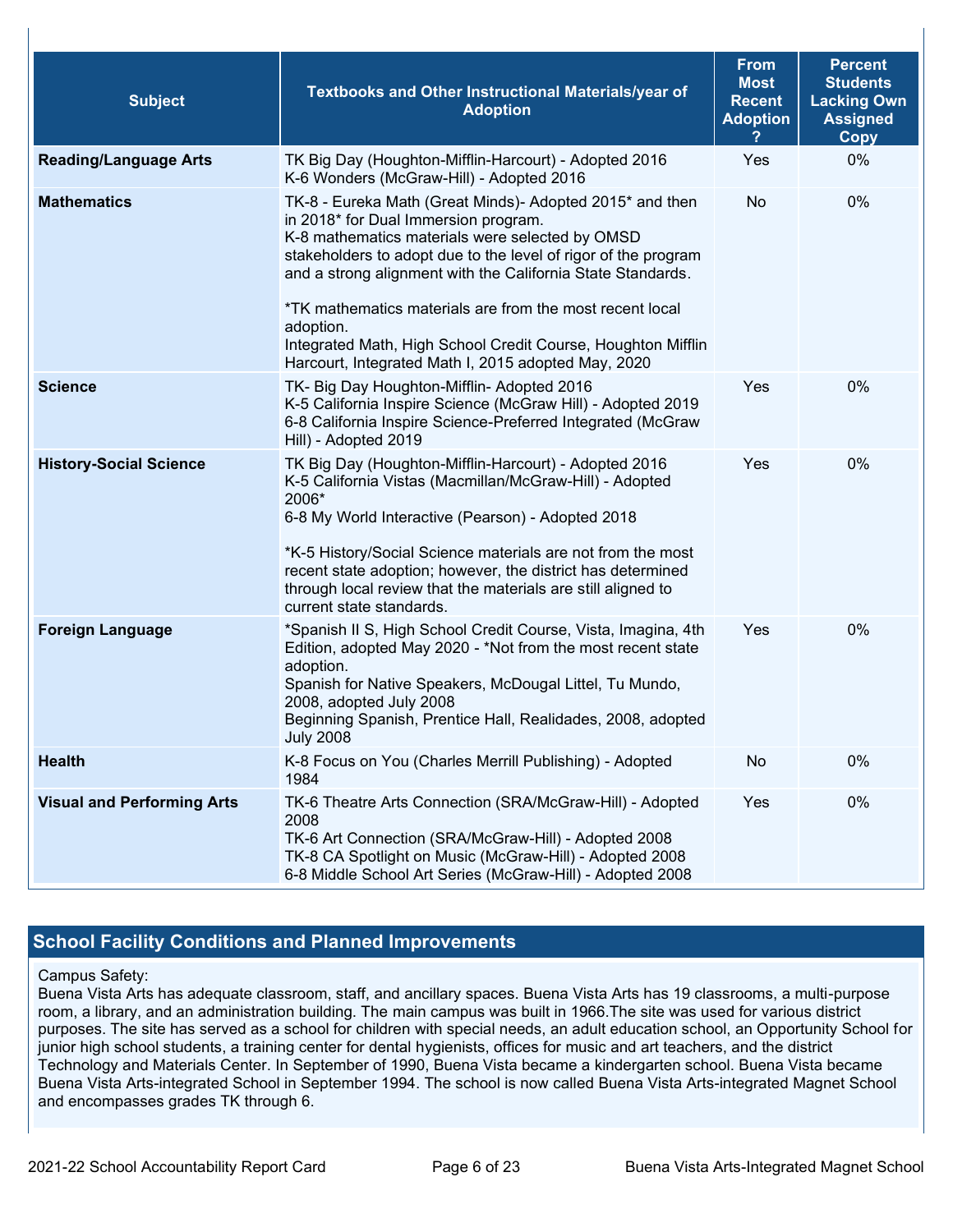| Subject | Textbooks and Other Instructional Materials/year of Adoption | From Most Recent Adoption ? | Percent Students Lacking Own Assigned Copy |
|---|---|---|---|
| **Reading/Language Arts** | TK Big Day (Houghton-Mifflin-Harcourt) - Adopted 2016<br>K-6 Wonders (McGraw-Hill) - Adopted 2016 | Yes | 0% |
| **Mathematics** | TK-8 - Eureka Math (Great Minds)- Adopted 2015* and then in 2018* for Dual Immersion program.<br>K-8 mathematics materials were selected by OMSD stakeholders to adopt due to the level of rigor of the program and a strong alignment with the California State Standards.<br><br>*TK mathematics materials are from the most recent local adoption.<br>Integrated Math, High School Credit Course, Houghton Mifflin Harcourt, Integrated Math I, 2015 adopted May, 2020 | No | 0% |
| **Science** | TK- Big Day Houghton-Mifflin- Adopted 2016<br>K-5 California Inspire Science (McGraw Hill) - Adopted 2019<br>6-8 California Inspire Science-Preferred Integrated (McGraw Hill) - Adopted 2019 | Yes | 0% |
| **History-Social Science** | TK Big Day (Houghton-Mifflin-Harcourt) - Adopted 2016<br>K-5 California Vistas (Macmillan/McGraw-Hill) - Adopted 2006*<br>6-8 My World Interactive (Pearson) - Adopted 2018<br><br>*K-5 History/Social Science materials are not from the most recent state adoption; however, the district has determined through local review that the materials are still aligned to current state standards. | Yes | 0% |
| **Foreign Language** | *Spanish II S, High School Credit Course, Vista, Imagina, 4th Edition, adopted May 2020 - *Not from the most recent state adoption.<br>Spanish for Native Speakers, McDougal Littel, Tu Mundo, 2008, adopted July 2008<br>Beginning Spanish, Prentice Hall, Realidades, 2008, adopted July 2008 | Yes | 0% |
| **Health** | K-8 Focus on You (Charles Merrill Publishing) - Adopted 1984 | No | 0% |
| **Visual and Performing Arts** | TK-6 Theatre Arts Connection (SRA/McGraw-Hill) - Adopted 2008<br>TK-6 Art Connection (SRA/McGraw-Hill) - Adopted 2008<br>TK-8 CA Spotlight on Music (McGraw-Hill) - Adopted 2008<br>6-8 Middle School Art Series (McGraw-Hill) - Adopted 2008 | Yes | 0% |

## School Facility Conditions and Planned Improvements

Campus Safety:
Buena Vista Arts has adequate classroom, staff, and ancillary spaces. Buena Vista Arts has 19 classrooms, a multi-purpose room, a library, and an administration building. The main campus was built in 1966.The site was used for various district purposes. The site has served as a school for children with special needs, an adult education school, an Opportunity School for junior high school students, a training center for dental hygienists, offices for music and art teachers, and the district Technology and Materials Center. In September of 1990, Buena Vista became a kindergarten school. Buena Vista became Buena Vista Arts-integrated School in September 1994. The school is now called Buena Vista Arts-integrated Magnet School and encompasses grades TK through 6.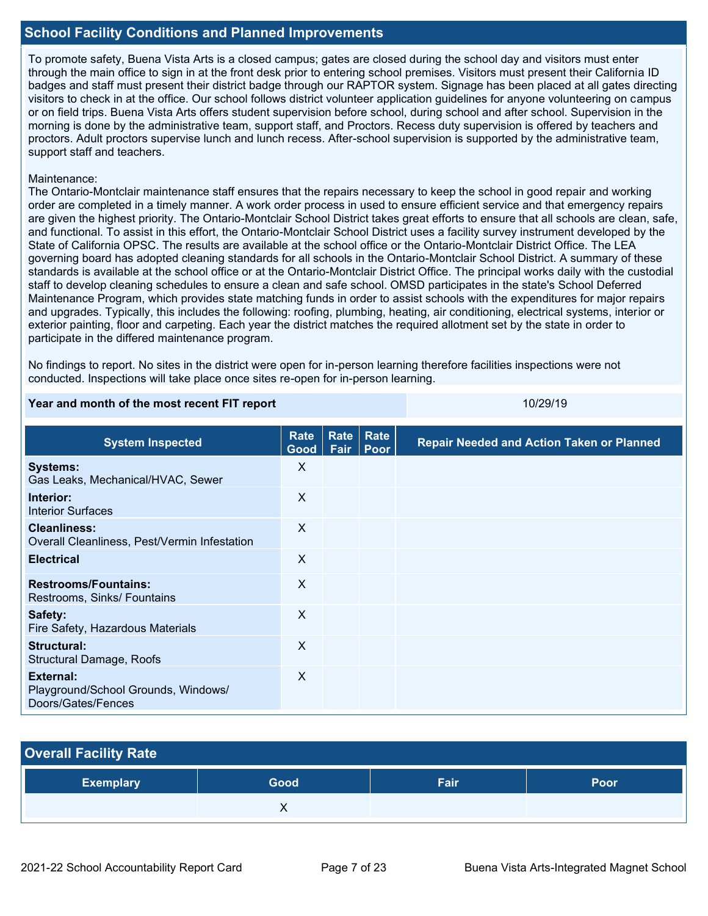## School Facility Conditions and Planned Improvements

To promote safety, Buena Vista Arts is a closed campus; gates are closed during the school day and visitors must enter through the main office to sign in at the front desk prior to entering school premises. Visitors must present their California ID badges and staff must present their district badge through our RAPTOR system. Signage has been placed at all gates directing visitors to check in at the office. Our school follows district volunteer application guidelines for anyone volunteering on campus or on field trips. Buena Vista Arts offers student supervision before school, during school and after school. Supervision in the morning is done by the administrative team, support staff, and Proctors. Recess duty supervision is offered by teachers and proctors. Adult proctors supervise lunch and lunch recess. After-school supervision is supported by the administrative team, support staff and teachers.

Maintenance:
The Ontario-Montclair maintenance staff ensures that the repairs necessary to keep the school in good repair and working order are completed in a timely manner. A work order process in used to ensure efficient service and that emergency repairs are given the highest priority. The Ontario-Montclair School District takes great efforts to ensure that all schools are clean, safe, and functional. To assist in this effort, the Ontario-Montclair School District uses a facility survey instrument developed by the State of California OPSC. The results are available at the school office or the Ontario-Montclair District Office. The LEA governing board has adopted cleaning standards for all schools in the Ontario-Montclair School District. A summary of these standards is available at the school office or at the Ontario-Montclair District Office. The principal works daily with the custodial staff to develop cleaning schedules to ensure a clean and safe school. OMSD participates in the state's School Deferred Maintenance Program, which provides state matching funds in order to assist schools with the expenditures for major repairs and upgrades. Typically, this includes the following: roofing, plumbing, heating, air conditioning, electrical systems, interior or exterior painting, floor and carpeting. Each year the district matches the required allotment set by the state in order to participate in the differed maintenance program.

No findings to report. No sites in the district were open for in-person learning therefore facilities inspections were not conducted. Inspections will take place once sites re-open for in-person learning.

| Year and month of the most recent FIT report | 10/29/19 |
|---|---|

| System Inspected | Rate Good | Rate Fair | Rate Poor | Repair Needed and Action Taken or Planned |
|---|---|---|---|---|
| **Systems:** Gas Leaks, Mechanical/HVAC, Sewer | X | | | |
| **Interior:** Interior Surfaces | X | | | |
| **Cleanliness:** Overall Cleanliness, Pest/Vermin Infestation | X | | | |
| **Electrical** | X | | | |
| **Restrooms/Fountains:** Restrooms, Sinks/ Fountains | X | | | |
| **Safety:** Fire Safety, Hazardous Materials | X | | | |
| **Structural:** Structural Damage, Roofs | X | | | |
| **External:** Playground/School Grounds, Windows/ Doors/Gates/Fences | X | | | |

## Overall Facility Rate

| Exemplary | Good | Fair | Poor |
|---|---|---|---|
| | X | | |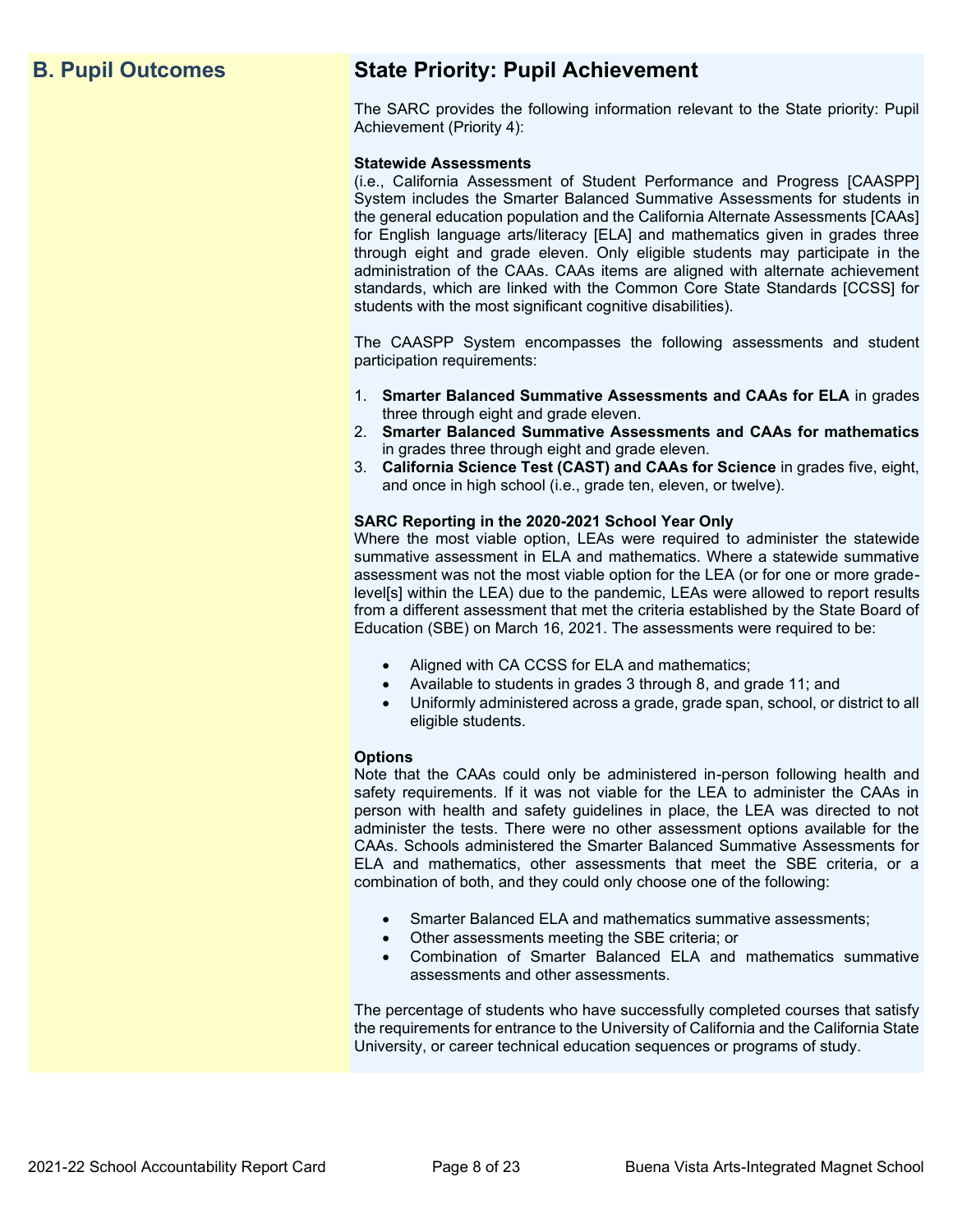## B. Pupil Outcomes

## State Priority: Pupil Achievement

The SARC provides the following information relevant to the State priority: Pupil Achievement (Priority 4):

**Statewide Assessments**
(i.e., California Assessment of Student Performance and Progress [CAASPP] System includes the Smarter Balanced Summative Assessments for students in the general education population and the California Alternate Assessments [CAAs] for English language arts/literacy [ELA] and mathematics given in grades three through eight and grade eleven. Only eligible students may participate in the administration of the CAAs. CAAs items are aligned with alternate achievement standards, which are linked with the Common Core State Standards [CCSS] for students with the most significant cognitive disabilities).

The CAASPP System encompasses the following assessments and student participation requirements:

1. **Smarter Balanced Summative Assessments and CAAs for ELA** in grades three through eight and grade eleven.
2. **Smarter Balanced Summative Assessments and CAAs for mathematics** in grades three through eight and grade eleven.
3. **California Science Test (CAST) and CAAs for Science** in grades five, eight, and once in high school (i.e., grade ten, eleven, or twelve).

**SARC Reporting in the 2020-2021 School Year Only**
Where the most viable option, LEAs were required to administer the statewide summative assessment in ELA and mathematics. Where a statewide summative assessment was not the most viable option for the LEA (or for one or more grade-level[s] within the LEA) due to the pandemic, LEAs were allowed to report results from a different assessment that met the criteria established by the State Board of Education (SBE) on March 16, 2021. The assessments were required to be:

- Aligned with CA CCSS for ELA and mathematics;
- Available to students in grades 3 through 8, and grade 11; and
- Uniformly administered across a grade, grade span, school, or district to all eligible students.

**Options**
Note that the CAAs could only be administered in-person following health and safety requirements. If it was not viable for the LEA to administer the CAAs in person with health and safety guidelines in place, the LEA was directed to not administer the tests. There were no other assessment options available for the CAAs. Schools administered the Smarter Balanced Summative Assessments for ELA and mathematics, other assessments that meet the SBE criteria, or a combination of both, and they could only choose one of the following:

- Smarter Balanced ELA and mathematics summative assessments;
- Other assessments meeting the SBE criteria; or
- Combination of Smarter Balanced ELA and mathematics summative assessments and other assessments.

The percentage of students who have successfully completed courses that satisfy the requirements for entrance to the University of California and the California State University, or career technical education sequences or programs of study.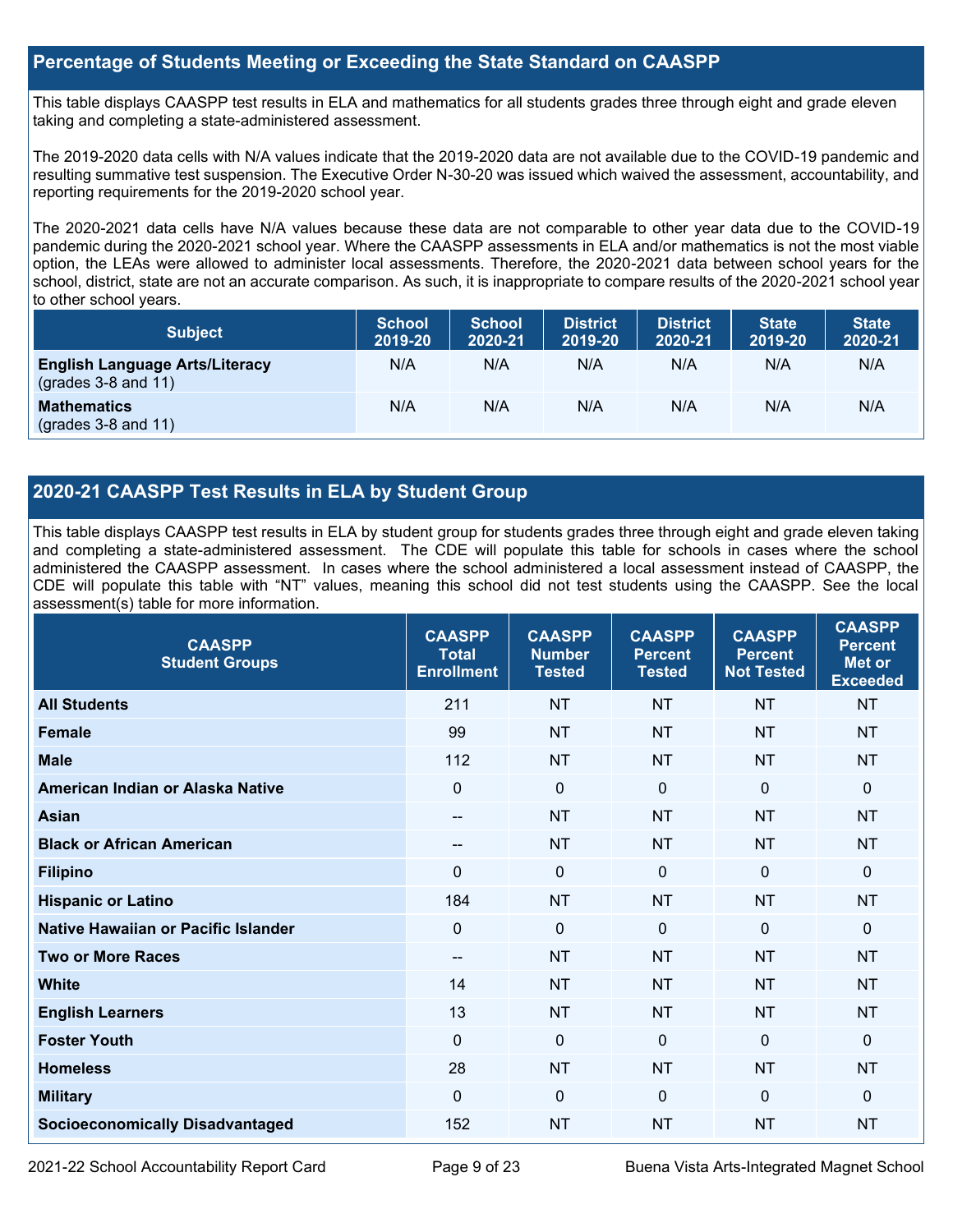## Percentage of Students Meeting or Exceeding the State Standard on CAASPP

This table displays CAASPP test results in ELA and mathematics for all students grades three through eight and grade eleven taking and completing a state-administered assessment.

The 2019-2020 data cells with N/A values indicate that the 2019-2020 data are not available due to the COVID-19 pandemic and resulting summative test suspension. The Executive Order N-30-20 was issued which waived the assessment, accountability, and reporting requirements for the 2019-2020 school year.

The 2020-2021 data cells have N/A values because these data are not comparable to other year data due to the COVID-19 pandemic during the 2020-2021 school year. Where the CAASPP assessments in ELA and/or mathematics is not the most viable option, the LEAs were allowed to administer local assessments. Therefore, the 2020-2021 data between school years for the school, district, state are not an accurate comparison. As such, it is inappropriate to compare results of the 2020-2021 school year to other school years.

| Subject | School 2019-20 | School 2020-21 | District 2019-20 | District 2020-21 | State 2019-20 | State 2020-21 |
|---|---|---|---|---|---|---|
| **English Language Arts/Literacy** (grades 3-8 and 11) | N/A | N/A | N/A | N/A | N/A | N/A |
| **Mathematics** (grades 3-8 and 11) | N/A | N/A | N/A | N/A | N/A | N/A |

## 2020-21 CAASPP Test Results in ELA by Student Group

This table displays CAASPP test results in ELA by student group for students grades three through eight and grade eleven taking and completing a state-administered assessment. The CDE will populate this table for schools in cases where the school administered the CAASPP assessment. In cases where the school administered a local assessment instead of CAASPP, the CDE will populate this table with "NT" values, meaning this school did not test students using the CAASPP. See the local assessment(s) table for more information.

| CAASPP Student Groups | CAASPP Total Enrollment | CAASPP Number Tested | CAASPP Percent Tested | CAASPP Percent Not Tested | CAASPP Percent Met or Exceeded |
|---|---|---|---|---|---|
| **All Students** | 211 | NT | NT | NT | NT |
| **Female** | 99 | NT | NT | NT | NT |
| **Male** | 112 | NT | NT | NT | NT |
| **American Indian or Alaska Native** | 0 | 0 | 0 | 0 | 0 |
| **Asian** | -- | NT | NT | NT | NT |
| **Black or African American** | -- | NT | NT | NT | NT |
| **Filipino** | 0 | 0 | 0 | 0 | 0 |
| **Hispanic or Latino** | 184 | NT | NT | NT | NT |
| **Native Hawaiian or Pacific Islander** | 0 | 0 | 0 | 0 | 0 |
| **Two or More Races** | -- | NT | NT | NT | NT |
| **White** | 14 | NT | NT | NT | NT |
| **English Learners** | 13 | NT | NT | NT | NT |
| **Foster Youth** | 0 | 0 | 0 | 0 | 0 |
| **Homeless** | 28 | NT | NT | NT | NT |
| **Military** | 0 | 0 | 0 | 0 | 0 |
| **Socioeconomically Disadvantaged** | 152 | NT | NT | NT | NT |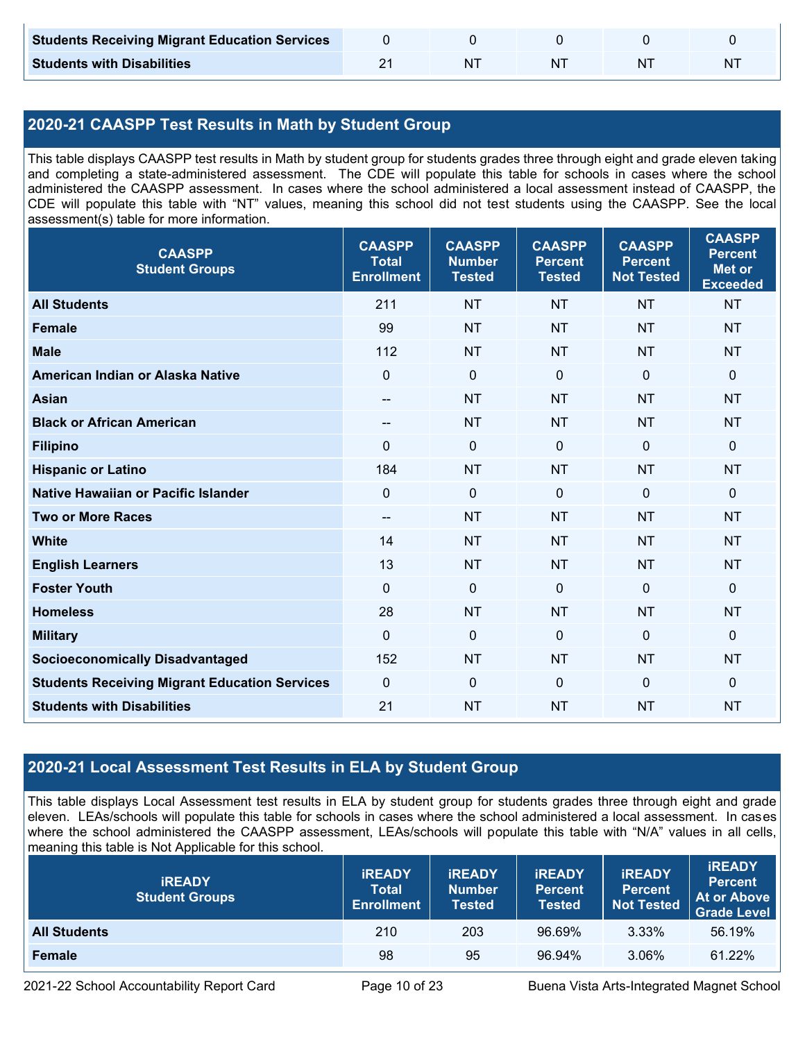| | | | | | |
|---|---|---|---|---|---|
| **Students Receiving Migrant Education Services** | 0 | 0 | 0 | 0 | 0 |
| **Students with Disabilities** | 21 | NT | NT | NT | NT |

## 2020-21 CAASPP Test Results in Math by Student Group

This table displays CAASPP test results in Math by student group for students grades three through eight and grade eleven taking and completing a state-administered assessment. The CDE will populate this table for schools in cases where the school administered the CAASPP assessment. In cases where the school administered a local assessment instead of CAASPP, the CDE will populate this table with "NT" values, meaning this school did not test students using the CAASPP. See the local assessment(s) table for more information.

| CAASPP Student Groups | CAASPP Total Enrollment | CAASPP Number Tested | CAASPP Percent Tested | CAASPP Percent Not Tested | CAASPP Percent Met or Exceeded |
|---|---|---|---|---|---|
| **All Students** | 211 | NT | NT | NT | NT |
| **Female** | 99 | NT | NT | NT | NT |
| **Male** | 112 | NT | NT | NT | NT |
| **American Indian or Alaska Native** | 0 | 0 | 0 | 0 | 0 |
| **Asian** | -- | NT | NT | NT | NT |
| **Black or African American** | -- | NT | NT | NT | NT |
| **Filipino** | 0 | 0 | 0 | 0 | 0 |
| **Hispanic or Latino** | 184 | NT | NT | NT | NT |
| **Native Hawaiian or Pacific Islander** | 0 | 0 | 0 | 0 | 0 |
| **Two or More Races** | -- | NT | NT | NT | NT |
| **White** | 14 | NT | NT | NT | NT |
| **English Learners** | 13 | NT | NT | NT | NT |
| **Foster Youth** | 0 | 0 | 0 | 0 | 0 |
| **Homeless** | 28 | NT | NT | NT | NT |
| **Military** | 0 | 0 | 0 | 0 | 0 |
| **Socioeconomically Disadvantaged** | 152 | NT | NT | NT | NT |
| **Students Receiving Migrant Education Services** | 0 | 0 | 0 | 0 | 0 |
| **Students with Disabilities** | 21 | NT | NT | NT | NT |

## 2020-21 Local Assessment Test Results in ELA by Student Group

This table displays Local Assessment test results in ELA by student group for students grades three through eight and grade eleven. LEAs/schools will populate this table for schools in cases where the school administered a local assessment. In cases where the school administered the CAASPP assessment, LEAs/schools will populate this table with "N/A" values in all cells, meaning this table is Not Applicable for this school.

| iREADY Student Groups | iREADY Total Enrollment | iREADY Number Tested | iREADY Percent Tested | iREADY Percent Not Tested | iREADY Percent At or Above Grade Level |
|---|---|---|---|---|---|
| **All Students** | 210 | 203 | 96.69% | 3.33% | 56.19% |
| **Female** | 98 | 95 | 96.94% | 3.06% | 61.22% |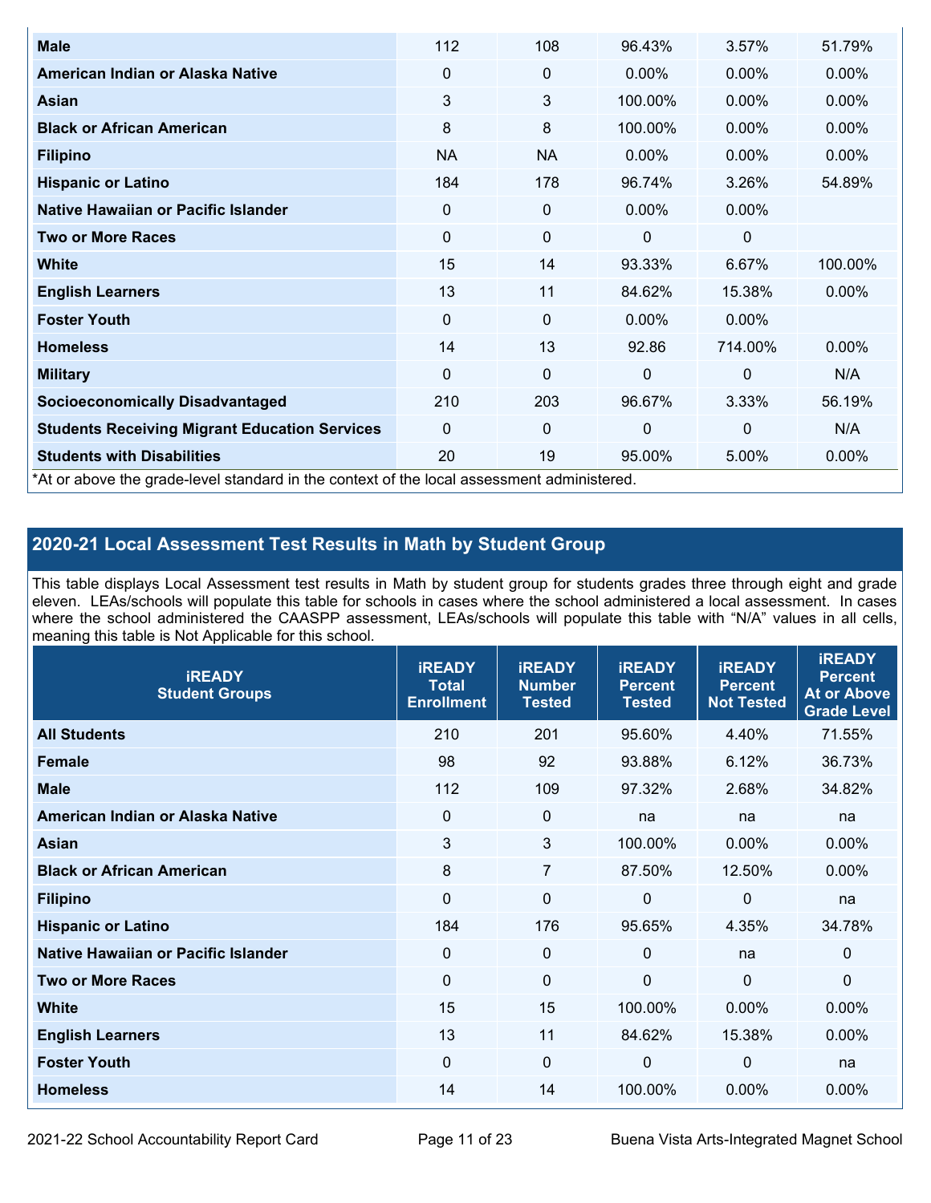| | | | | | |
|---|---|---|---|---|---|
| **Male** | 112 | 108 | 96.43% | 3.57% | 51.79% |
| **American Indian or Alaska Native** | 0 | 0 | 0.00% | 0.00% | 0.00% |
| **Asian** | 3 | 3 | 100.00% | 0.00% | 0.00% |
| **Black or African American** | 8 | 8 | 100.00% | 0.00% | 0.00% |
| **Filipino** | NA | NA | 0.00% | 0.00% | 0.00% |
| **Hispanic or Latino** | 184 | 178 | 96.74% | 3.26% | 54.89% |
| **Native Hawaiian or Pacific Islander** | 0 | 0 | 0.00% | 0.00% | |
| **Two or More Races** | 0 | 0 | 0 | 0 | |
| **White** | 15 | 14 | 93.33% | 6.67% | 100.00% |
| **English Learners** | 13 | 11 | 84.62% | 15.38% | 0.00% |
| **Foster Youth** | 0 | 0 | 0.00% | 0.00% | |
| **Homeless** | 14 | 13 | 92.86 | 714.00% | 0.00% |
| **Military** | 0 | 0 | 0 | 0 | N/A |
| **Socioeconomically Disadvantaged** | 210 | 203 | 96.67% | 3.33% | 56.19% |
| **Students Receiving Migrant Education Services** | 0 | 0 | 0 | 0 | N/A |
| **Students with Disabilities** | 20 | 19 | 95.00% | 5.00% | 0.00% |

*At or above the grade-level standard in the context of the local assessment administered.

## 2020-21 Local Assessment Test Results in Math by Student Group

This table displays Local Assessment test results in Math by student group for students grades three through eight and grade eleven. LEAs/schools will populate this table for schools in cases where the school administered a local assessment. In cases where the school administered the CAASPP assessment, LEAs/schools will populate this table with "N/A" values in all cells, meaning this table is Not Applicable for this school.

| iREADY Student Groups | iREADY Total Enrollment | iREADY Number Tested | iREADY Percent Tested | iREADY Percent Not Tested | iREADY Percent At or Above Grade Level |
|---|---|---|---|---|---|
| **All Students** | 210 | 201 | 95.60% | 4.40% | 71.55% |
| **Female** | 98 | 92 | 93.88% | 6.12% | 36.73% |
| **Male** | 112 | 109 | 97.32% | 2.68% | 34.82% |
| **American Indian or Alaska Native** | 0 | 0 | na | na | na |
| **Asian** | 3 | 3 | 100.00% | 0.00% | 0.00% |
| **Black or African American** | 8 | 7 | 87.50% | 12.50% | 0.00% |
| **Filipino** | 0 | 0 | 0 | 0 | na |
| **Hispanic or Latino** | 184 | 176 | 95.65% | 4.35% | 34.78% |
| **Native Hawaiian or Pacific Islander** | 0 | 0 | 0 | na | 0 |
| **Two or More Races** | 0 | 0 | 0 | 0 | 0 |
| **White** | 15 | 15 | 100.00% | 0.00% | 0.00% |
| **English Learners** | 13 | 11 | 84.62% | 15.38% | 0.00% |
| **Foster Youth** | 0 | 0 | 0 | 0 | na |
| **Homeless** | 14 | 14 | 100.00% | 0.00% | 0.00% |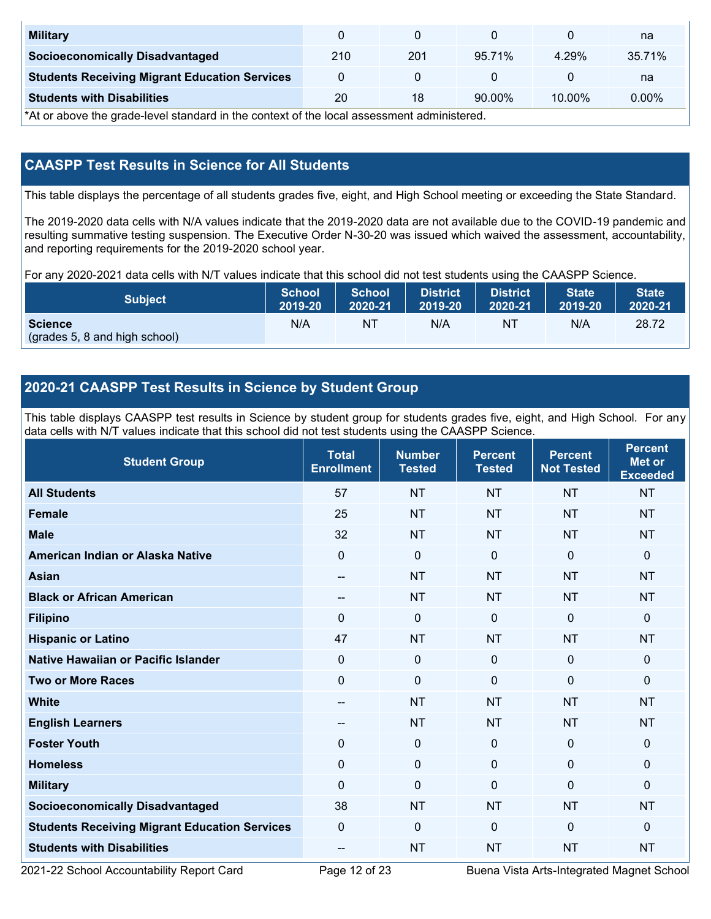| Military | 0 | 0 | 0 | 0 | na |
|---|---|---|---|---|---|
| Socioeconomically Disadvantaged | 210 | 201 | 95.71% | 4.29% | 35.71% |
| Students Receiving Migrant Education Services | 0 | 0 | 0 | 0 | na |
| Students with Disabilities | 20 | 18 | 90.00% | 10.00% | 0.00% |

*At or above the grade-level standard in the context of the local assessment administered.

## CAASPP Test Results in Science for All Students

This table displays the percentage of all students grades five, eight, and High School meeting or exceeding the State Standard.

The 2019-2020 data cells with N/A values indicate that the 2019-2020 data are not available due to the COVID-19 pandemic and resulting summative testing suspension. The Executive Order N-30-20 was issued which waived the assessment, accountability, and reporting requirements for the 2019-2020 school year.

For any 2020-2021 data cells with N/T values indicate that this school did not test students using the CAASPP Science.

| Subject | School 2019-20 | School 2020-21 | District 2019-20 | District 2020-21 | State 2019-20 | State 2020-21 |
|---|---|---|---|---|---|---|
| **Science** (grades 5, 8 and high school) | N/A | NT | N/A | NT | N/A | 28.72 |

## 2020-21 CAASPP Test Results in Science by Student Group

This table displays CAASPP test results in Science by student group for students grades five, eight, and High School. For any data cells with N/T values indicate that this school did not test students using the CAASPP Science.

| Student Group | Total Enrollment | Number Tested | Percent Tested | Percent Not Tested | Percent Met or Exceeded |
|---|---|---|---|---|---|
| All Students | 57 | NT | NT | NT | NT |
| Female | 25 | NT | NT | NT | NT |
| Male | 32 | NT | NT | NT | NT |
| American Indian or Alaska Native | 0 | 0 | 0 | 0 | 0 |
| Asian | -- | NT | NT | NT | NT |
| Black or African American | -- | NT | NT | NT | NT |
| Filipino | 0 | 0 | 0 | 0 | 0 |
| Hispanic or Latino | 47 | NT | NT | NT | NT |
| Native Hawaiian or Pacific Islander | 0 | 0 | 0 | 0 | 0 |
| Two or More Races | 0 | 0 | 0 | 0 | 0 |
| White | -- | NT | NT | NT | NT |
| English Learners | -- | NT | NT | NT | NT |
| Foster Youth | 0 | 0 | 0 | 0 | 0 |
| Homeless | 0 | 0 | 0 | 0 | 0 |
| Military | 0 | 0 | 0 | 0 | 0 |
| Socioeconomically Disadvantaged | 38 | NT | NT | NT | NT |
| Students Receiving Migrant Education Services | 0 | 0 | 0 | 0 | 0 |
| Students with Disabilities | -- | NT | NT | NT | NT |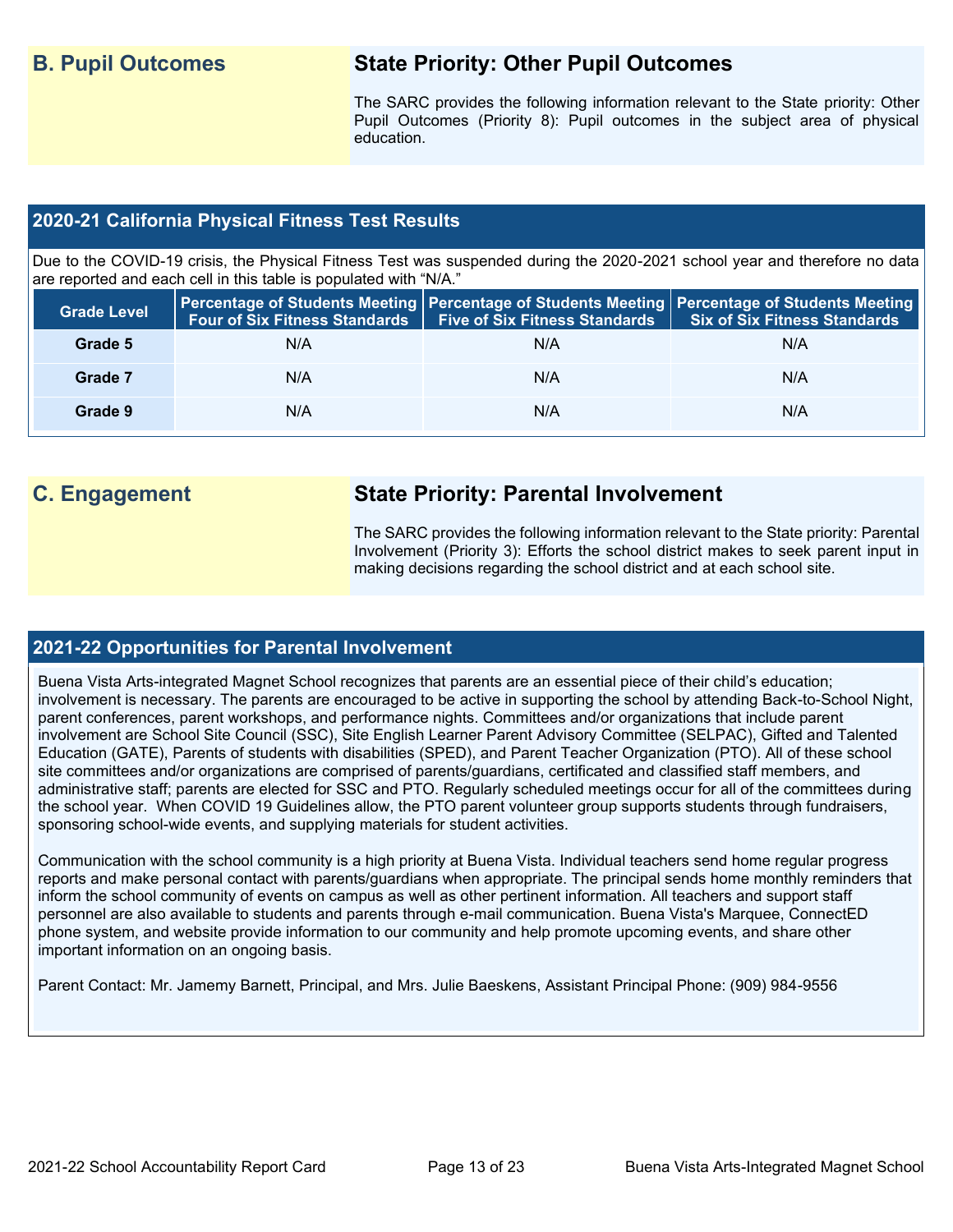## B. Pupil Outcomes

### State Priority: Other Pupil Outcomes

The SARC provides the following information relevant to the State priority: Other Pupil Outcomes (Priority 8): Pupil outcomes in the subject area of physical education.

### 2020-21 California Physical Fitness Test Results

Due to the COVID-19 crisis, the Physical Fitness Test was suspended during the 2020-2021 school year and therefore no data are reported and each cell in this table is populated with "N/A."

| Grade Level | Percentage of Students Meeting Four of Six Fitness Standards | Percentage of Students Meeting Five of Six Fitness Standards | Percentage of Students Meeting Six of Six Fitness Standards |
|---|---|---|---|
| Grade 5 | N/A | N/A | N/A |
| Grade 7 | N/A | N/A | N/A |
| Grade 9 | N/A | N/A | N/A |

## C. Engagement

### State Priority: Parental Involvement

The SARC provides the following information relevant to the State priority: Parental Involvement (Priority 3): Efforts the school district makes to seek parent input in making decisions regarding the school district and at each school site.

### 2021-22 Opportunities for Parental Involvement

Buena Vista Arts-integrated Magnet School recognizes that parents are an essential piece of their child's education; involvement is necessary. The parents are encouraged to be active in supporting the school by attending Back-to-School Night, parent conferences, parent workshops, and performance nights. Committees and/or organizations that include parent involvement are School Site Council (SSC), Site English Learner Parent Advisory Committee (SELPAC), Gifted and Talented Education (GATE), Parents of students with disabilities (SPED), and Parent Teacher Organization (PTO). All of these school site committees and/or organizations are comprised of parents/guardians, certificated and classified staff members, and administrative staff; parents are elected for SSC and PTO. Regularly scheduled meetings occur for all of the committees during the school year. When COVID 19 Guidelines allow, the PTO parent volunteer group supports students through fundraisers, sponsoring school-wide events, and supplying materials for student activities.

Communication with the school community is a high priority at Buena Vista. Individual teachers send home regular progress reports and make personal contact with parents/guardians when appropriate. The principal sends home monthly reminders that inform the school community of events on campus as well as other pertinent information. All teachers and support staff personnel are also available to students and parents through e-mail communication. Buena Vista's Marquee, ConnectED phone system, and website provide information to our community and help promote upcoming events, and share other important information on an ongoing basis.

Parent Contact: Mr. Jamemy Barnett, Principal, and Mrs. Julie Baeskens, Assistant Principal Phone: (909) 984-9556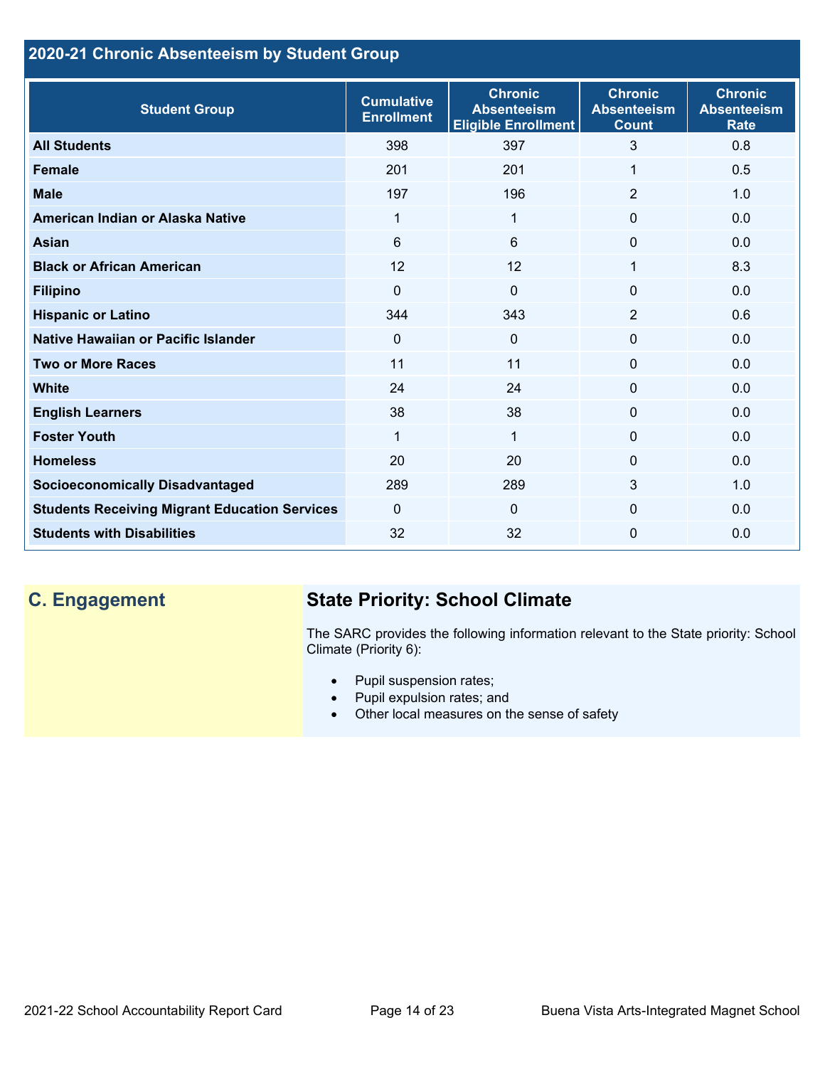## 2020-21 Chronic Absenteeism by Student Group

| Student Group | Cumulative Enrollment | Chronic Absenteeism Eligible Enrollment | Chronic Absenteeism Count | Chronic Absenteeism Rate |
|---|---|---|---|---|
| All Students | 398 | 397 | 3 | 0.8 |
| Female | 201 | 201 | 1 | 0.5 |
| Male | 197 | 196 | 2 | 1.0 |
| American Indian or Alaska Native | 1 | 1 | 0 | 0.0 |
| Asian | 6 | 6 | 0 | 0.0 |
| Black or African American | 12 | 12 | 1 | 8.3 |
| Filipino | 0 | 0 | 0 | 0.0 |
| Hispanic or Latino | 344 | 343 | 2 | 0.6 |
| Native Hawaiian or Pacific Islander | 0 | 0 | 0 | 0.0 |
| Two or More Races | 11 | 11 | 0 | 0.0 |
| White | 24 | 24 | 0 | 0.0 |
| English Learners | 38 | 38 | 0 | 0.0 |
| Foster Youth | 1 | 1 | 0 | 0.0 |
| Homeless | 20 | 20 | 0 | 0.0 |
| Socioeconomically Disadvantaged | 289 | 289 | 3 | 1.0 |
| Students Receiving Migrant Education Services | 0 | 0 | 0 | 0.0 |
| Students with Disabilities | 32 | 32 | 0 | 0.0 |

## C. Engagement

### State Priority: School Climate

The SARC provides the following information relevant to the State priority: School Climate (Priority 6):

- Pupil suspension rates;
- Pupil expulsion rates; and
- Other local measures on the sense of safety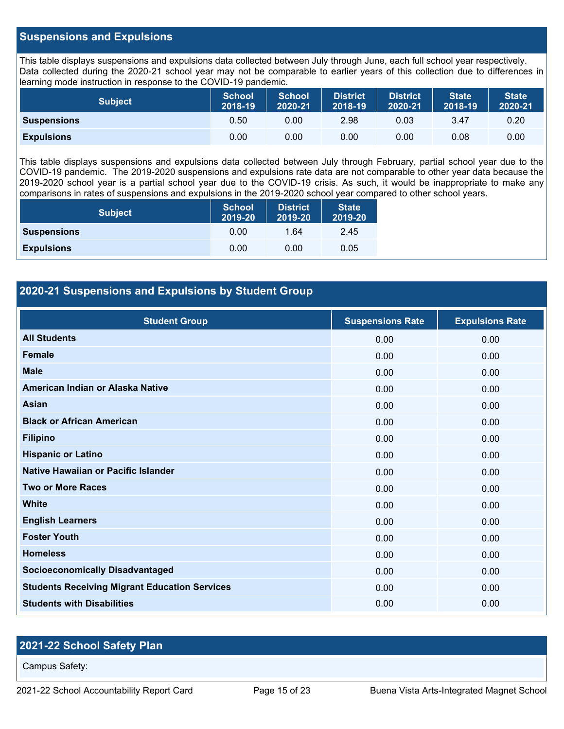## Suspensions and Expulsions

This table displays suspensions and expulsions data collected between July through June, each full school year respectively. Data collected during the 2020-21 school year may not be comparable to earlier years of this collection due to differences in learning mode instruction in response to the COVID-19 pandemic.

| Subject | School 2018-19 | School 2020-21 | District 2018-19 | District 2020-21 | State 2018-19 | State 2020-21 |
|---|---|---|---|---|---|---|
| **Suspensions** | 0.50 | 0.00 | 2.98 | 0.03 | 3.47 | 0.20 |
| **Expulsions** | 0.00 | 0.00 | 0.00 | 0.00 | 0.08 | 0.00 |

This table displays suspensions and expulsions data collected between July through February, partial school year due to the COVID-19 pandemic. The 2019-2020 suspensions and expulsions rate data are not comparable to other year data because the 2019-2020 school year is a partial school year due to the COVID-19 crisis. As such, it would be inappropriate to make any comparisons in rates of suspensions and expulsions in the 2019-2020 school year compared to other school years.

| Subject | School 2019-20 | District 2019-20 | State 2019-20 |
|---|---|---|---|
| **Suspensions** | 0.00 | 1.64 | 2.45 |
| **Expulsions** | 0.00 | 0.00 | 0.05 |

## 2020-21 Suspensions and Expulsions by Student Group

| Student Group | Suspensions Rate | Expulsions Rate |
|---|---|---|
| **All Students** | 0.00 | 0.00 |
| **Female** | 0.00 | 0.00 |
| **Male** | 0.00 | 0.00 |
| **American Indian or Alaska Native** | 0.00 | 0.00 |
| **Asian** | 0.00 | 0.00 |
| **Black or African American** | 0.00 | 0.00 |
| **Filipino** | 0.00 | 0.00 |
| **Hispanic or Latino** | 0.00 | 0.00 |
| **Native Hawaiian or Pacific Islander** | 0.00 | 0.00 |
| **Two or More Races** | 0.00 | 0.00 |
| **White** | 0.00 | 0.00 |
| **English Learners** | 0.00 | 0.00 |
| **Foster Youth** | 0.00 | 0.00 |
| **Homeless** | 0.00 | 0.00 |
| **Socioeconomically Disadvantaged** | 0.00 | 0.00 |
| **Students Receiving Migrant Education Services** | 0.00 | 0.00 |
| **Students with Disabilities** | 0.00 | 0.00 |

## 2021-22 School Safety Plan

Campus Safety: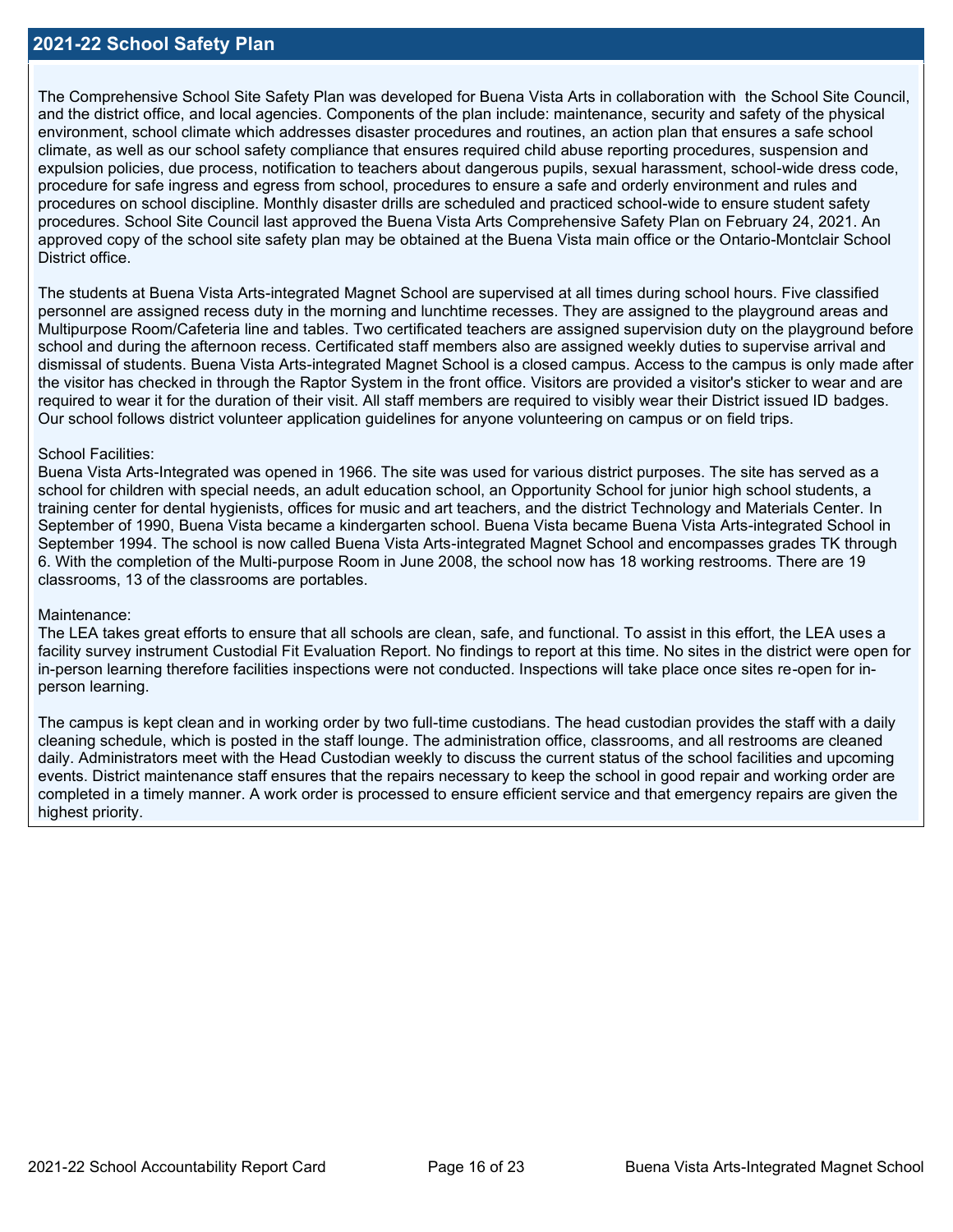## 2021-22 School Safety Plan

The Comprehensive School Site Safety Plan was developed for Buena Vista Arts in collaboration with  the School Site Council, and the district office, and local agencies. Components of the plan include: maintenance, security and safety of the physical environment, school climate which addresses disaster procedures and routines, an action plan that ensures a safe school climate, as well as our school safety compliance that ensures required child abuse reporting procedures, suspension and expulsion policies, due process, notification to teachers about dangerous pupils, sexual harassment, school-wide dress code, procedure for safe ingress and egress from school, procedures to ensure a safe and orderly environment and rules and procedures on school discipline. Monthly disaster drills are scheduled and practiced school-wide to ensure student safety procedures. School Site Council last approved the Buena Vista Arts Comprehensive Safety Plan on February 24, 2021. An approved copy of the school site safety plan may be obtained at the Buena Vista main office or the Ontario-Montclair School District office.

The students at Buena Vista Arts-integrated Magnet School are supervised at all times during school hours. Five classified personnel are assigned recess duty in the morning and lunchtime recesses. They are assigned to the playground areas and Multipurpose Room/Cafeteria line and tables. Two certificated teachers are assigned supervision duty on the playground before school and during the afternoon recess. Certificated staff members also are assigned weekly duties to supervise arrival and dismissal of students. Buena Vista Arts-integrated Magnet School is a closed campus. Access to the campus is only made after the visitor has checked in through the Raptor System in the front office. Visitors are provided a visitor's sticker to wear and are required to wear it for the duration of their visit. All staff members are required to visibly wear their District issued ID badges. Our school follows district volunteer application guidelines for anyone volunteering on campus or on field trips.

School Facilities:
Buena Vista Arts-Integrated was opened in 1966. The site was used for various district purposes. The site has served as a school for children with special needs, an adult education school, an Opportunity School for junior high school students, a training center for dental hygienists, offices for music and art teachers, and the district Technology and Materials Center. In September of 1990, Buena Vista became a kindergarten school. Buena Vista became Buena Vista Arts-integrated School in September 1994. The school is now called Buena Vista Arts-integrated Magnet School and encompasses grades TK through 6. With the completion of the Multi-purpose Room in June 2008, the school now has 18 working restrooms. There are 19 classrooms, 13 of the classrooms are portables.

Maintenance:
The LEA takes great efforts to ensure that all schools are clean, safe, and functional. To assist in this effort, the LEA uses a facility survey instrument Custodial Fit Evaluation Report. No findings to report at this time. No sites in the district were open for in-person learning therefore facilities inspections were not conducted. Inspections will take place once sites re-open for in-person learning.

The campus is kept clean and in working order by two full-time custodians. The head custodian provides the staff with a daily cleaning schedule, which is posted in the staff lounge. The administration office, classrooms, and all restrooms are cleaned daily. Administrators meet with the Head Custodian weekly to discuss the current status of the school facilities and upcoming events. District maintenance staff ensures that the repairs necessary to keep the school in good repair and working order are completed in a timely manner. A work order is processed to ensure efficient service and that emergency repairs are given the highest priority.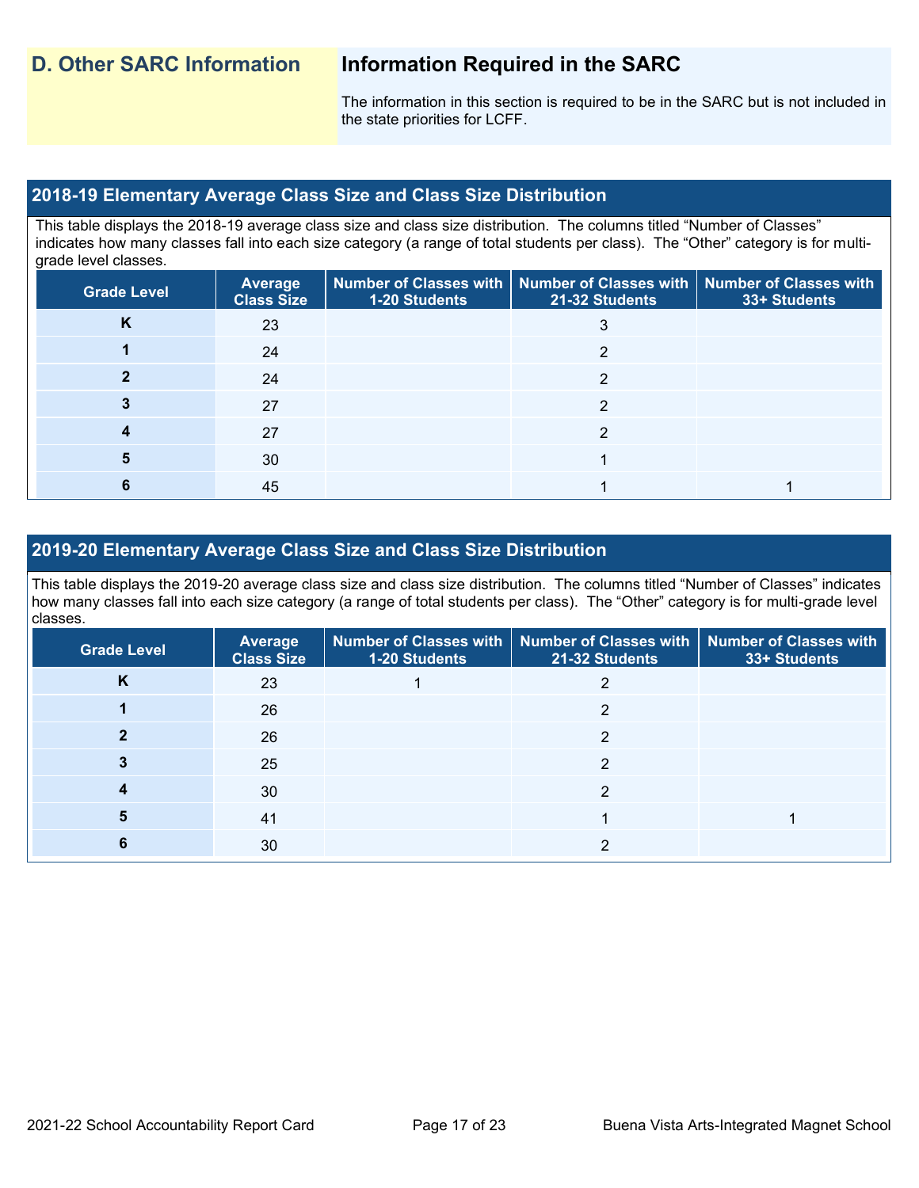## D. Other SARC Information

## Information Required in the SARC

The information in this section is required to be in the SARC but is not included in the state priorities for LCFF.

### 2018-19 Elementary Average Class Size and Class Size Distribution

This table displays the 2018-19 average class size and class size distribution. The columns titled "Number of Classes" indicates how many classes fall into each size category (a range of total students per class). The "Other" category is for multi-grade level classes.

| Grade Level | Average Class Size | Number of Classes with 1-20 Students | Number of Classes with 21-32 Students | Number of Classes with 33+ Students |
|---|---|---|---|---|
| K | 23 | | 3 | |
| 1 | 24 | | 2 | |
| 2 | 24 | | 2 | |
| 3 | 27 | | 2 | |
| 4 | 27 | | 2 | |
| 5 | 30 | | 1 | |
| 6 | 45 | | 1 | 1 |

### 2019-20 Elementary Average Class Size and Class Size Distribution

This table displays the 2019-20 average class size and class size distribution. The columns titled "Number of Classes" indicates how many classes fall into each size category (a range of total students per class). The "Other" category is for multi-grade level classes.

| Grade Level | Average Class Size | Number of Classes with 1-20 Students | Number of Classes with 21-32 Students | Number of Classes with 33+ Students |
|---|---|---|---|---|
| K | 23 | 1 | 2 | |
| 1 | 26 | | 2 | |
| 2 | 26 | | 2 | |
| 3 | 25 | | 2 | |
| 4 | 30 | | 2 | |
| 5 | 41 | | 1 | 1 |
| 6 | 30 | | 2 | |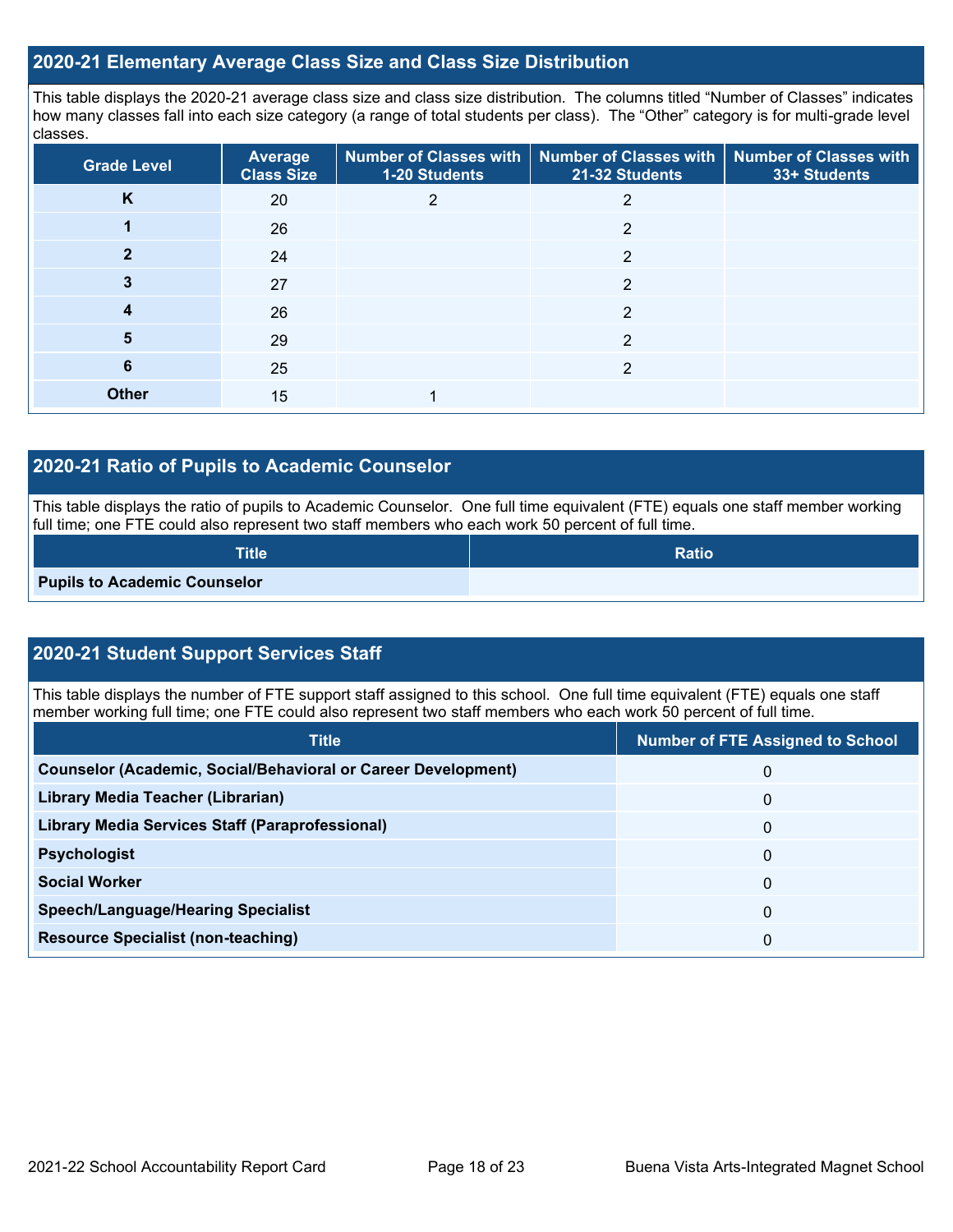## 2020-21 Elementary Average Class Size and Class Size Distribution

This table displays the 2020-21 average class size and class size distribution. The columns titled "Number of Classes" indicates how many classes fall into each size category (a range of total students per class). The "Other" category is for multi-grade level classes.

| Grade Level | Average Class Size | Number of Classes with 1-20 Students | Number of Classes with 21-32 Students | Number of Classes with 33+ Students |
|---|---|---|---|---|
| **K** | 20 | 2 | 2 | |
| **1** | 26 | | 2 | |
| **2** | 24 | | 2 | |
| **3** | 27 | | 2 | |
| **4** | 26 | | 2 | |
| **5** | 29 | | 2 | |
| **6** | 25 | | 2 | |
| **Other** | 15 | 1 | | |

## 2020-21 Ratio of Pupils to Academic Counselor

This table displays the ratio of pupils to Academic Counselor. One full time equivalent (FTE) equals one staff member working full time; one FTE could also represent two staff members who each work 50 percent of full time.

| Title | Ratio |
|---|---|
| **Pupils to Academic Counselor** | |

## 2020-21 Student Support Services Staff

This table displays the number of FTE support staff assigned to this school. One full time equivalent (FTE) equals one staff member working full time; one FTE could also represent two staff members who each work 50 percent of full time.

| Title | Number of FTE Assigned to School |
|---|---|
| **Counselor (Academic, Social/Behavioral or Career Development)** | 0 |
| **Library Media Teacher (Librarian)** | 0 |
| **Library Media Services Staff (Paraprofessional)** | 0 |
| **Psychologist** | 0 |
| **Social Worker** | 0 |
| **Speech/Language/Hearing Specialist** | 0 |
| **Resource Specialist (non-teaching)** | 0 |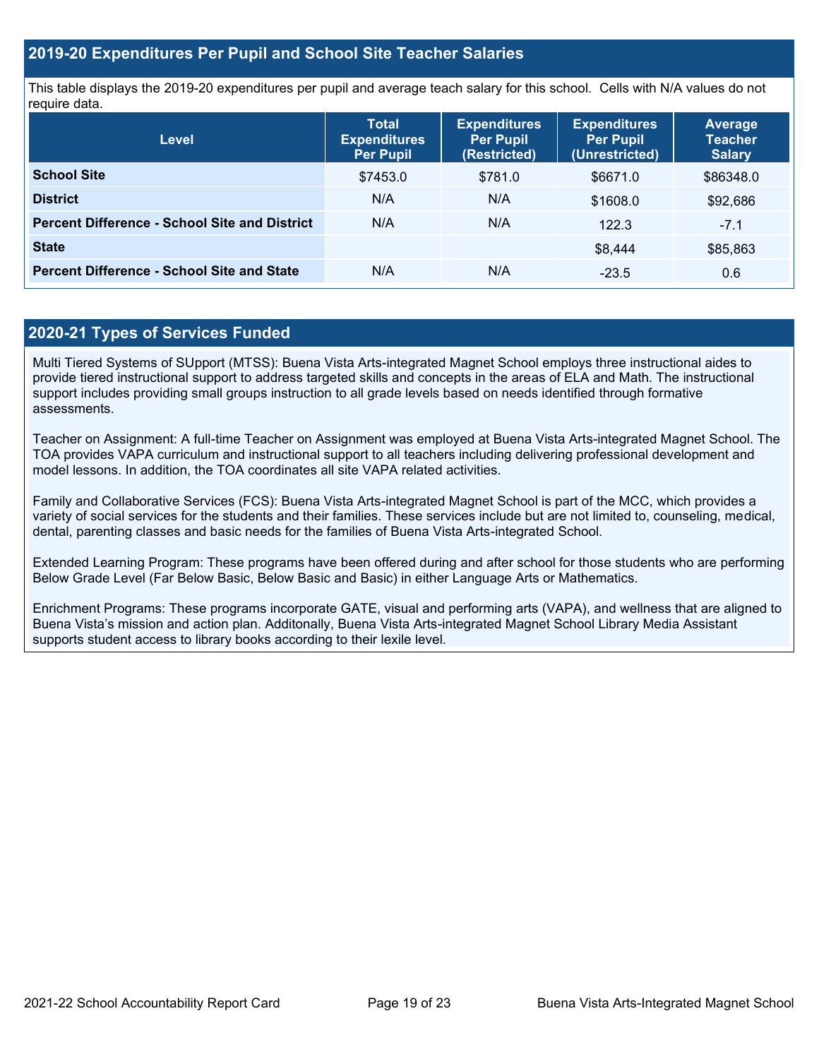## 2019-20 Expenditures Per Pupil and School Site Teacher Salaries

This table displays the 2019-20 expenditures per pupil and average teach salary for this school. Cells with N/A values do not require data.

| Level | Total Expenditures Per Pupil | Expenditures Per Pupil (Restricted) | Expenditures Per Pupil (Unrestricted) | Average Teacher Salary |
|---|---|---|---|---|
| **School Site** | $7453.0 | $781.0 | $6671.0 | $86348.0 |
| **District** | N/A | N/A | $1608.0 | $92,686 |
| **Percent Difference - School Site and District** | N/A | N/A | 122.3 | -7.1 |
| **State** | | | $8,444 | $85,863 |
| **Percent Difference - School Site and State** | N/A | N/A | -23.5 | 0.6 |

## 2020-21 Types of Services Funded

Multi Tiered Systems of SUpport (MTSS): Buena Vista Arts-integrated Magnet School employs three instructional aides to provide tiered instructional support to address targeted skills and concepts in the areas of ELA and Math. The instructional support includes providing small groups instruction to all grade levels based on needs identified through formative assessments.

Teacher on Assignment: A full-time Teacher on Assignment was employed at Buena Vista Arts-integrated Magnet School. The TOA provides VAPA curriculum and instructional support to all teachers including delivering professional development and model lessons. In addition, the TOA coordinates all site VAPA related activities.

Family and Collaborative Services (FCS): Buena Vista Arts-integrated Magnet School is part of the MCC, which provides a variety of social services for the students and their families. These services include but are not limited to, counseling, medical, dental, parenting classes and basic needs for the families of Buena Vista Arts-integrated School.

Extended Learning Program: These programs have been offered during and after school for those students who are performing Below Grade Level (Far Below Basic, Below Basic and Basic) in either Language Arts or Mathematics.

Enrichment Programs: These programs incorporate GATE, visual and performing arts (VAPA), and wellness that are aligned to Buena Vista's mission and action plan. Additonally, Buena Vista Arts-integrated Magnet School Library Media Assistant supports student access to library books according to their lexile level.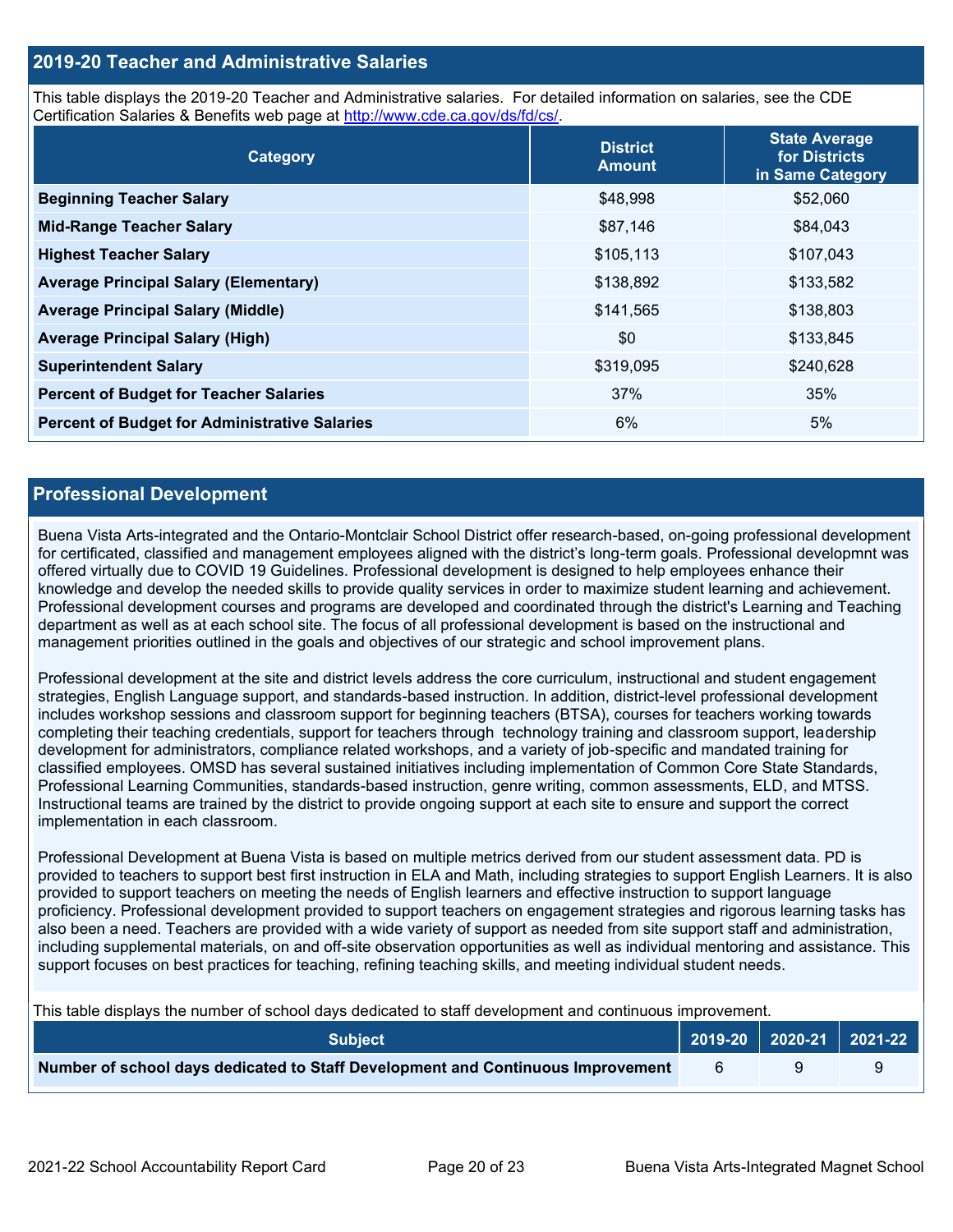## 2019-20 Teacher and Administrative Salaries

This table displays the 2019-20 Teacher and Administrative salaries. For detailed information on salaries, see the CDE Certification Salaries & Benefits web page at http://www.cde.ca.gov/ds/fd/cs/.

| Category | District Amount | State Average for Districts in Same Category |
|---|---|---|
| **Beginning Teacher Salary** | $48,998 | $52,060 |
| **Mid-Range Teacher Salary** | $87,146 | $84,043 |
| **Highest Teacher Salary** | $105,113 | $107,043 |
| **Average Principal Salary (Elementary)** | $138,892 | $133,582 |
| **Average Principal Salary (Middle)** | $141,565 | $138,803 |
| **Average Principal Salary (High)** | $0 | $133,845 |
| **Superintendent Salary** | $319,095 | $240,628 |
| **Percent of Budget for Teacher Salaries** | 37% | 35% |
| **Percent of Budget for Administrative Salaries** | 6% | 5% |

## Professional Development

Buena Vista Arts-integrated and the Ontario-Montclair School District offer research-based, on-going professional development for certificated, classified and management employees aligned with the district's long-term goals. Professional developmnt was offered virtually due to COVID 19 Guidelines. Professional development is designed to help employees enhance their knowledge and develop the needed skills to provide quality services in order to maximize student learning and achievement. Professional development courses and programs are developed and coordinated through the district's Learning and Teaching department as well as at each school site. The focus of all professional development is based on the instructional and management priorities outlined in the goals and objectives of our strategic and school improvement plans.

Professional development at the site and district levels address the core curriculum, instructional and student engagement strategies, English Language support, and standards-based instruction. In addition, district-level professional development includes workshop sessions and classroom support for beginning teachers (BTSA), courses for teachers working towards completing their teaching credentials, support for teachers through technology training and classroom support, leadership development for administrators, compliance related workshops, and a variety of job-specific and mandated training for classified employees. OMSD has several sustained initiatives including implementation of Common Core State Standards, Professional Learning Communities, standards-based instruction, genre writing, common assessments, ELD, and MTSS. Instructional teams are trained by the district to provide ongoing support at each site to ensure and support the correct implementation in each classroom.

Professional Development at Buena Vista is based on multiple metrics derived from our student assessment data. PD is provided to teachers to support best first instruction in ELA and Math, including strategies to support English Learners. It is also provided to support teachers on meeting the needs of English learners and effective instruction to support language proficiency. Professional development provided to support teachers on engagement strategies and rigorous learning tasks has also been a need. Teachers are provided with a wide variety of support as needed from site support staff and administration, including supplemental materials, on and off-site observation opportunities as well as individual mentoring and assistance. This support focuses on best practices for teaching, refining teaching skills, and meeting individual student needs.

This table displays the number of school days dedicated to staff development and continuous improvement.

| Subject | 2019-20 | 2020-21 | 2021-22 |
|---|---|---|---|
| **Number of school days dedicated to Staff Development and Continuous Improvement** | 6 | 9 | 9 |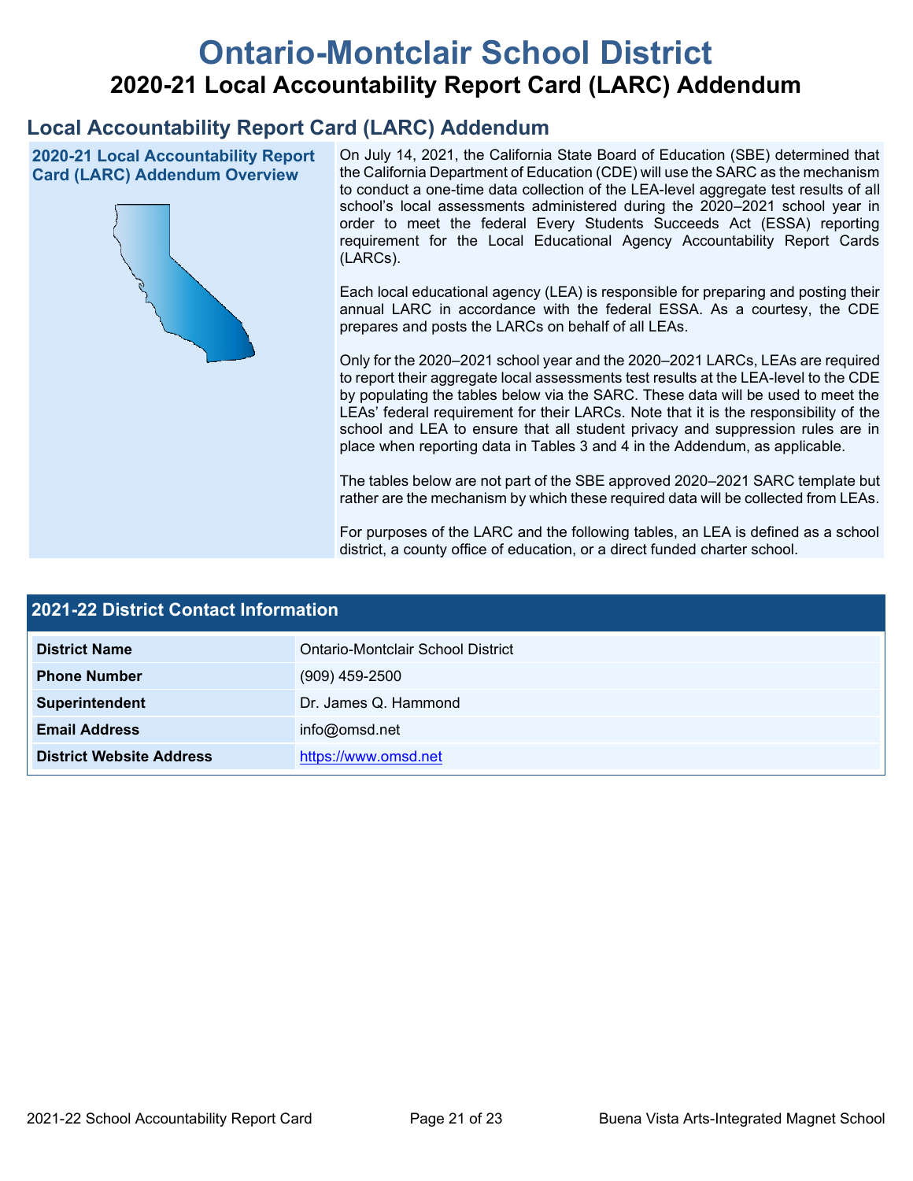# Ontario-Montclair School District

## 2020-21 Local Accountability Report Card (LARC) Addendum

### Local Accountability Report Card (LARC) Addendum

**2020-21 Local Accountability Report Card (LARC) Addendum Overview**

On July 14, 2021, the California State Board of Education (SBE) determined that the California Department of Education (CDE) will use the SARC as the mechanism to conduct a one-time data collection of the LEA-level aggregate test results of all school's local assessments administered during the 2020–2021 school year in order to meet the federal Every Students Succeeds Act (ESSA) reporting requirement for the Local Educational Agency Accountability Report Cards (LARCs).

Each local educational agency (LEA) is responsible for preparing and posting their annual LARC in accordance with the federal ESSA. As a courtesy, the CDE prepares and posts the LARCs on behalf of all LEAs.

Only for the 2020–2021 school year and the 2020–2021 LARCs, LEAs are required to report their aggregate local assessments test results at the LEA-level to the CDE by populating the tables below via the SARC. These data will be used to meet the LEAs' federal requirement for their LARCs. Note that it is the responsibility of the school and LEA to ensure that all student privacy and suppression rules are in place when reporting data in Tables 3 and 4 in the Addendum, as applicable.

The tables below are not part of the SBE approved 2020–2021 SARC template but rather are the mechanism by which these required data will be collected from LEAs.

For purposes of the LARC and the following tables, an LEA is defined as a school district, a county office of education, or a direct funded charter school.

### 2021-22 District Contact Information

| 2021-22 District Contact Information | |
| --- | --- |
| **District Name** | Ontario-Montclair School District |
| **Phone Number** | (909) 459-2500 |
| **Superintendent** | Dr. James Q. Hammond |
| **Email Address** | info@omsd.net |
| **District Website Address** | https://www.omsd.net |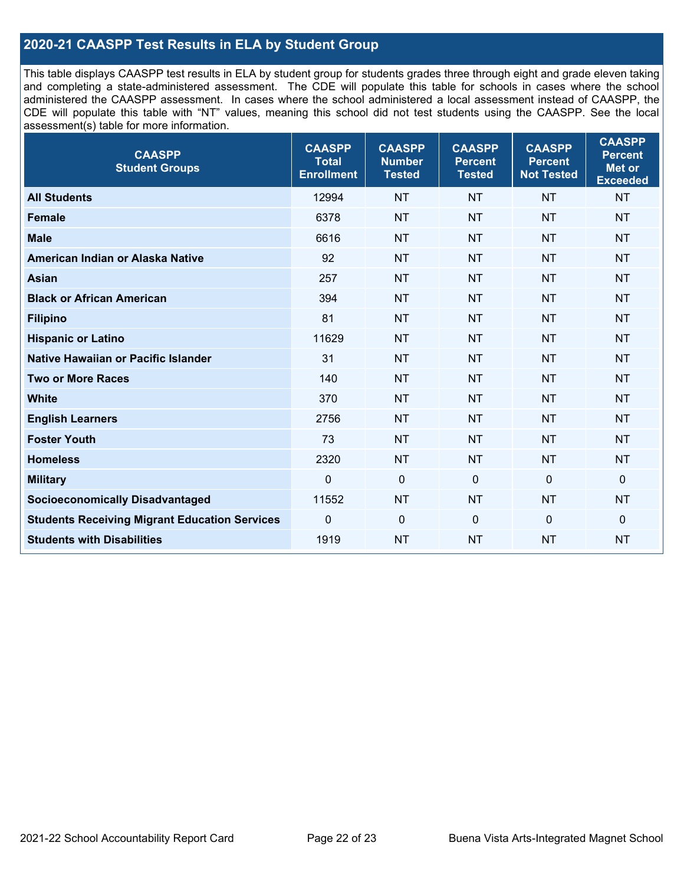## 2020-21 CAASPP Test Results in ELA by Student Group

This table displays CAASPP test results in ELA by student group for students grades three through eight and grade eleven taking and completing a state-administered assessment. The CDE will populate this table for schools in cases where the school administered the CAASPP assessment. In cases where the school administered a local assessment instead of CAASPP, the CDE will populate this table with "NT" values, meaning this school did not test students using the CAASPP. See the local assessment(s) table for more information.

| CAASPP Student Groups | CAASPP Total Enrollment | CAASPP Number Tested | CAASPP Percent Tested | CAASPP Percent Not Tested | CAASPP Percent Met or Exceeded |
|---|---|---|---|---|---|
| **All Students** | 12994 | NT | NT | NT | NT |
| **Female** | 6378 | NT | NT | NT | NT |
| **Male** | 6616 | NT | NT | NT | NT |
| **American Indian or Alaska Native** | 92 | NT | NT | NT | NT |
| **Asian** | 257 | NT | NT | NT | NT |
| **Black or African American** | 394 | NT | NT | NT | NT |
| **Filipino** | 81 | NT | NT | NT | NT |
| **Hispanic or Latino** | 11629 | NT | NT | NT | NT |
| **Native Hawaiian or Pacific Islander** | 31 | NT | NT | NT | NT |
| **Two or More Races** | 140 | NT | NT | NT | NT |
| **White** | 370 | NT | NT | NT | NT |
| **English Learners** | 2756 | NT | NT | NT | NT |
| **Foster Youth** | 73 | NT | NT | NT | NT |
| **Homeless** | 2320 | NT | NT | NT | NT |
| **Military** | 0 | 0 | 0 | 0 | 0 |
| **Socioeconomically Disadvantaged** | 11552 | NT | NT | NT | NT |
| **Students Receiving Migrant Education Services** | 0 | 0 | 0 | 0 | 0 |
| **Students with Disabilities** | 1919 | NT | NT | NT | NT |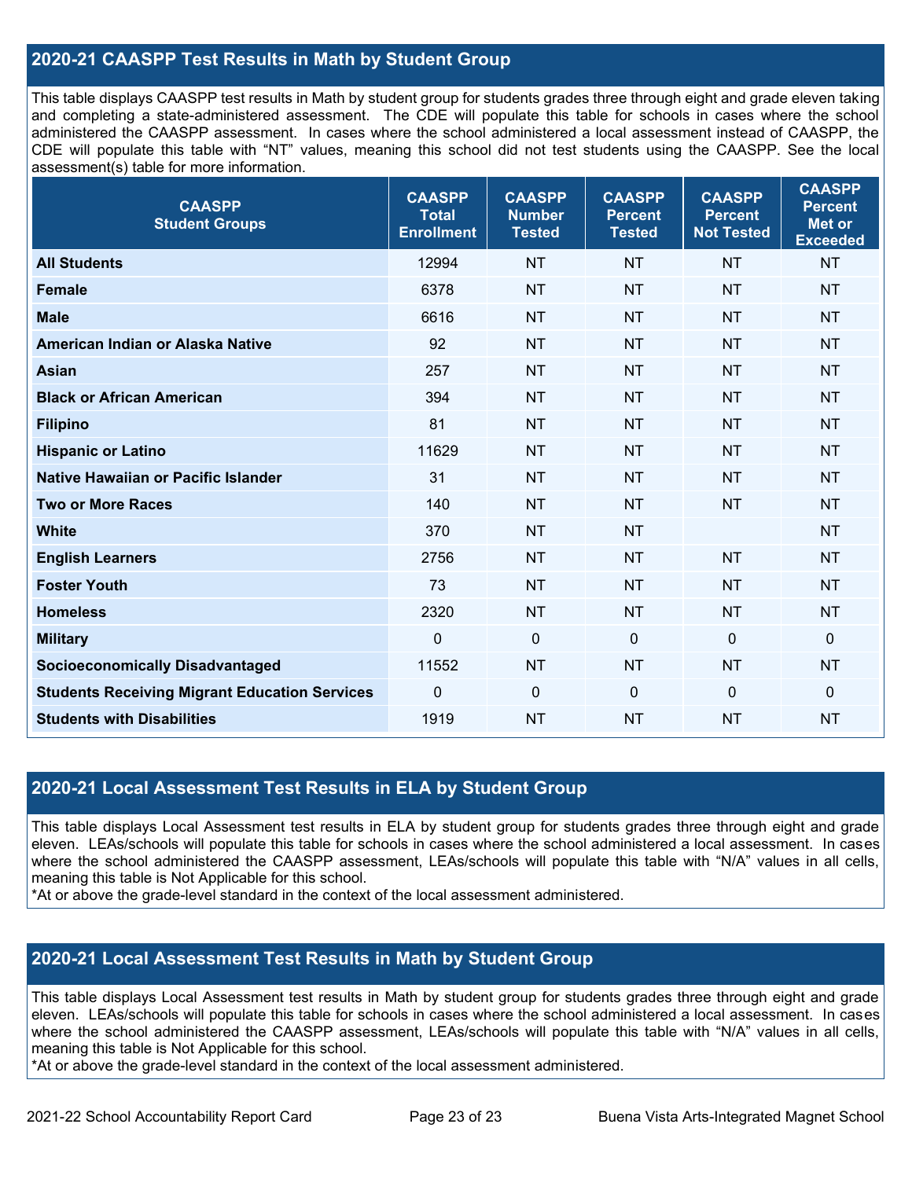## 2020-21 CAASPP Test Results in Math by Student Group

This table displays CAASPP test results in Math by student group for students grades three through eight and grade eleven taking and completing a state-administered assessment. The CDE will populate this table for schools in cases where the school administered the CAASPP assessment. In cases where the school administered a local assessment instead of CAASPP, the CDE will populate this table with "NT" values, meaning this school did not test students using the CAASPP. See the local assessment(s) table for more information.

| CAASPP Student Groups | CAASPP Total Enrollment | CAASPP Number Tested | CAASPP Percent Tested | CAASPP Percent Not Tested | CAASPP Percent Met or Exceeded |
|---|---|---|---|---|---|
| **All Students** | 12994 | NT | NT | NT | NT |
| **Female** | 6378 | NT | NT | NT | NT |
| **Male** | 6616 | NT | NT | NT | NT |
| **American Indian or Alaska Native** | 92 | NT | NT | NT | NT |
| **Asian** | 257 | NT | NT | NT | NT |
| **Black or African American** | 394 | NT | NT | NT | NT |
| **Filipino** | 81 | NT | NT | NT | NT |
| **Hispanic or Latino** | 11629 | NT | NT | NT | NT |
| **Native Hawaiian or Pacific Islander** | 31 | NT | NT | NT | NT |
| **Two or More Races** | 140 | NT | NT | NT | NT |
| **White** | 370 | NT | NT | | NT |
| **English Learners** | 2756 | NT | NT | NT | NT |
| **Foster Youth** | 73 | NT | NT | NT | NT |
| **Homeless** | 2320 | NT | NT | NT | NT |
| **Military** | 0 | 0 | 0 | 0 | 0 |
| **Socioeconomically Disadvantaged** | 11552 | NT | NT | NT | NT |
| **Students Receiving Migrant Education Services** | 0 | 0 | 0 | 0 | 0 |
| **Students with Disabilities** | 1919 | NT | NT | NT | NT |

## 2020-21 Local Assessment Test Results in ELA by Student Group

This table displays Local Assessment test results in ELA by student group for students grades three through eight and grade eleven. LEAs/schools will populate this table for schools in cases where the school administered a local assessment. In cases where the school administered the CAASPP assessment, LEAs/schools will populate this table with "N/A" values in all cells, meaning this table is Not Applicable for this school.
*At or above the grade-level standard in the context of the local assessment administered.

## 2020-21 Local Assessment Test Results in Math by Student Group

This table displays Local Assessment test results in Math by student group for students grades three through eight and grade eleven. LEAs/schools will populate this table for schools in cases where the school administered a local assessment. In cases where the school administered the CAASPP assessment, LEAs/schools will populate this table with "N/A" values in all cells, meaning this table is Not Applicable for this school.
*At or above the grade-level standard in the context of the local assessment administered.